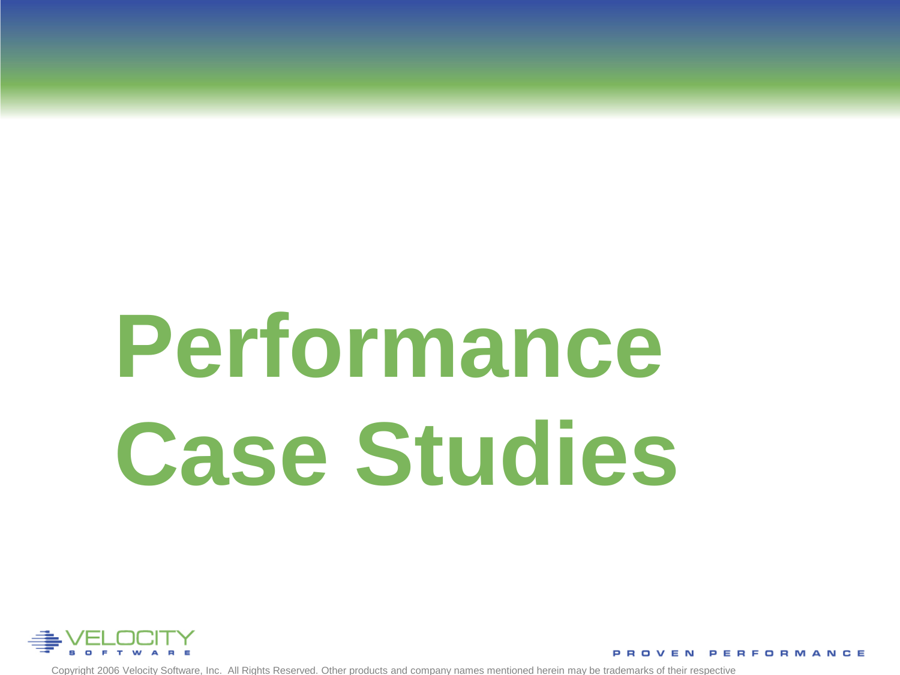# Performance Case Studies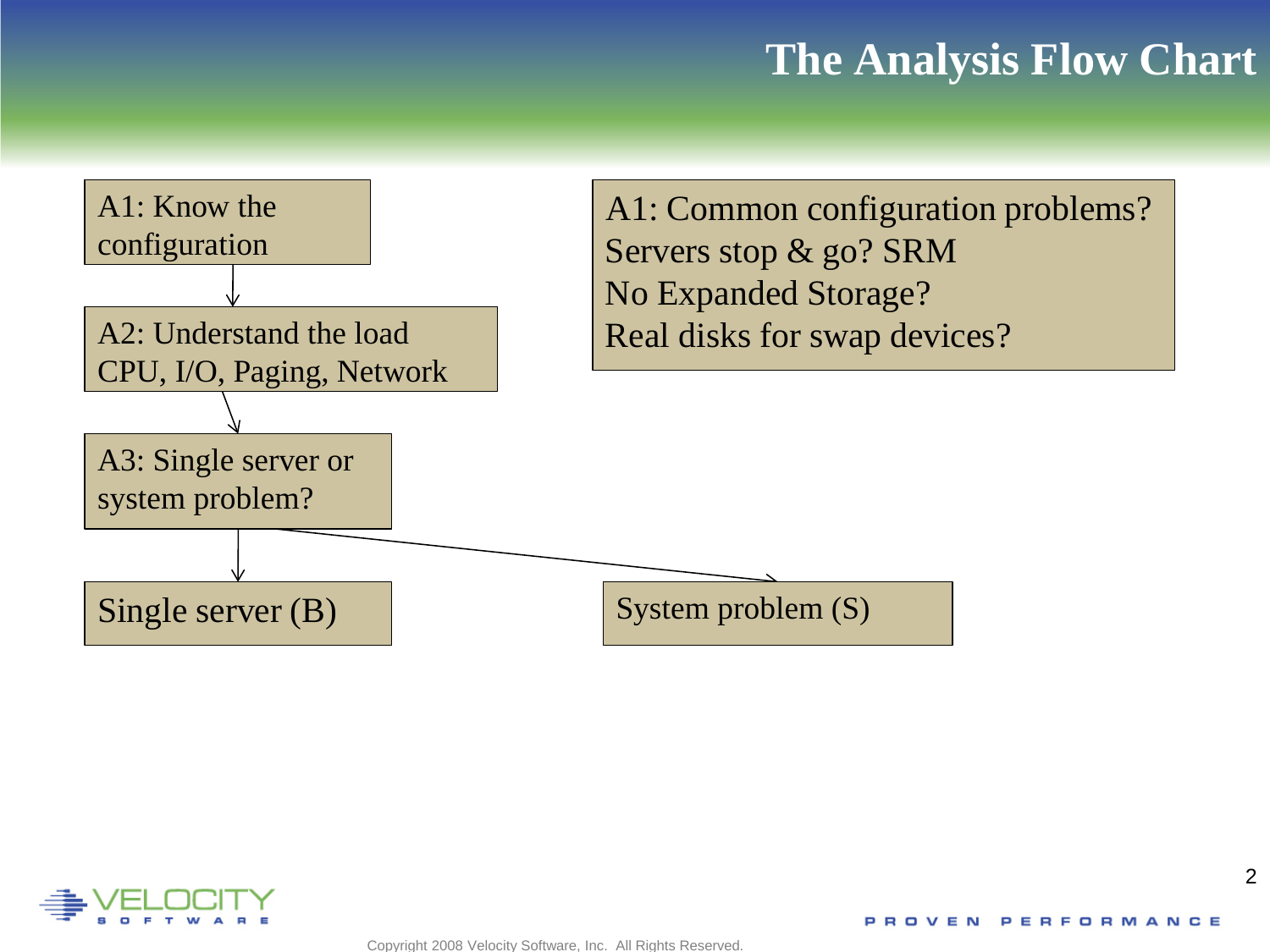# The Analysis Flow Chart

A1: Know the configuration

↓

A2: Understand the load
CPU, I/O, Paging, Network

↓

A3: Single server or system problem?

↓

- Single server (B)
- System problem (S)

A1: Common configuration problems?
Servers stop & go? SRM
No Expanded Storage?
Real disks for swap devices?

Copyright 2008 Velocity Software, Inc. All Rights Reserved.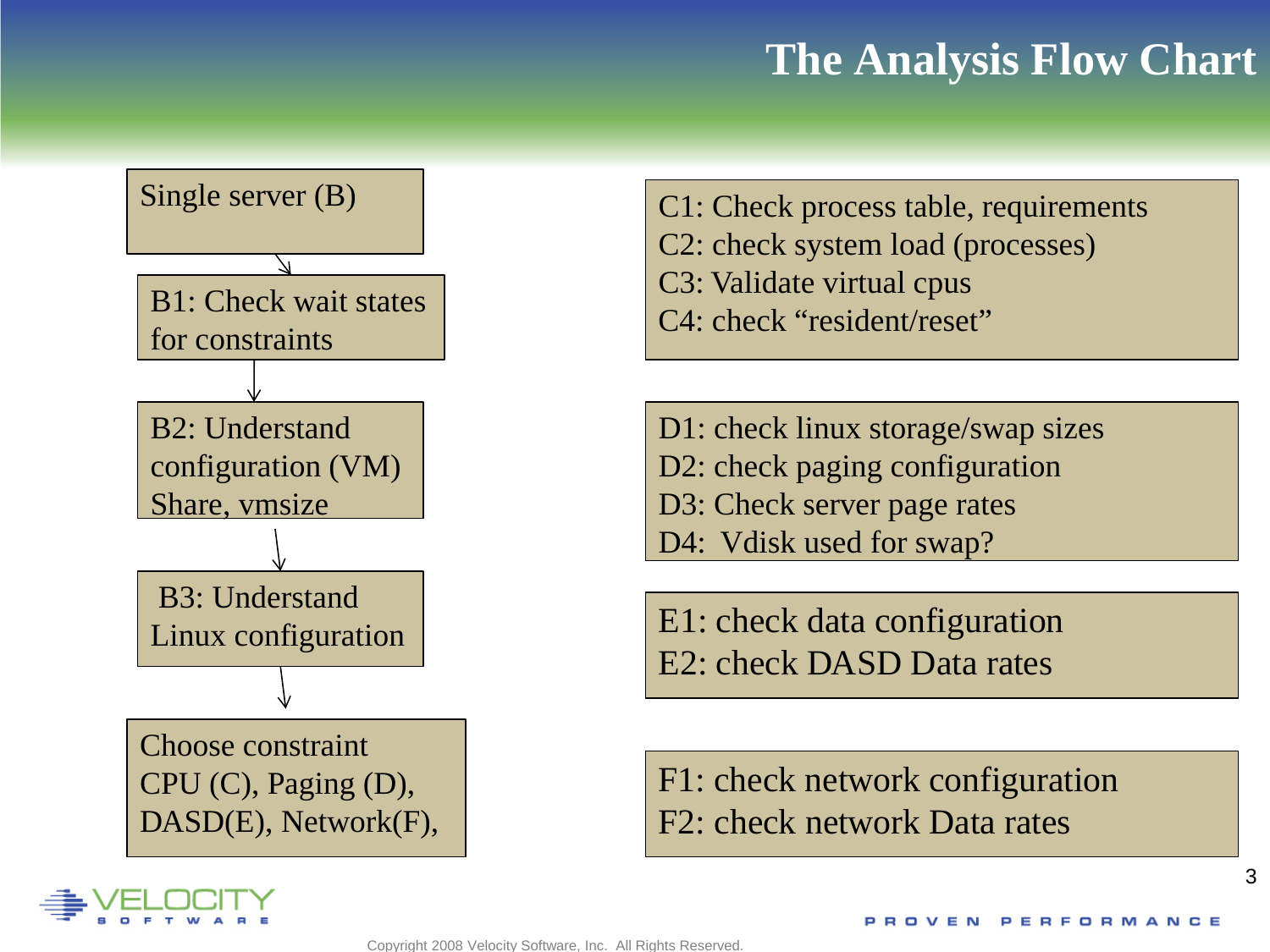# The Analysis Flow Chart

Single server (B)

↓

B1: Check wait states for constraints

↓

B2: Understand configuration (VM) Share, vmsize

↓

B3: Understand Linux configuration

↓

Choose constraint CPU (C), Paging (D), DASD(E), Network(F),

---

C1: Check process table, requirements
C2: check system load (processes)
C3: Validate virtual cpus
C4: check "resident/reset"

D1: check linux storage/swap sizes
D2: check paging configuration
D3: Check server page rates
D4: Vdisk used for swap?

E1: check data configuration
E2: check DASD Data rates

F1: check network configuration
F2: check network Data rates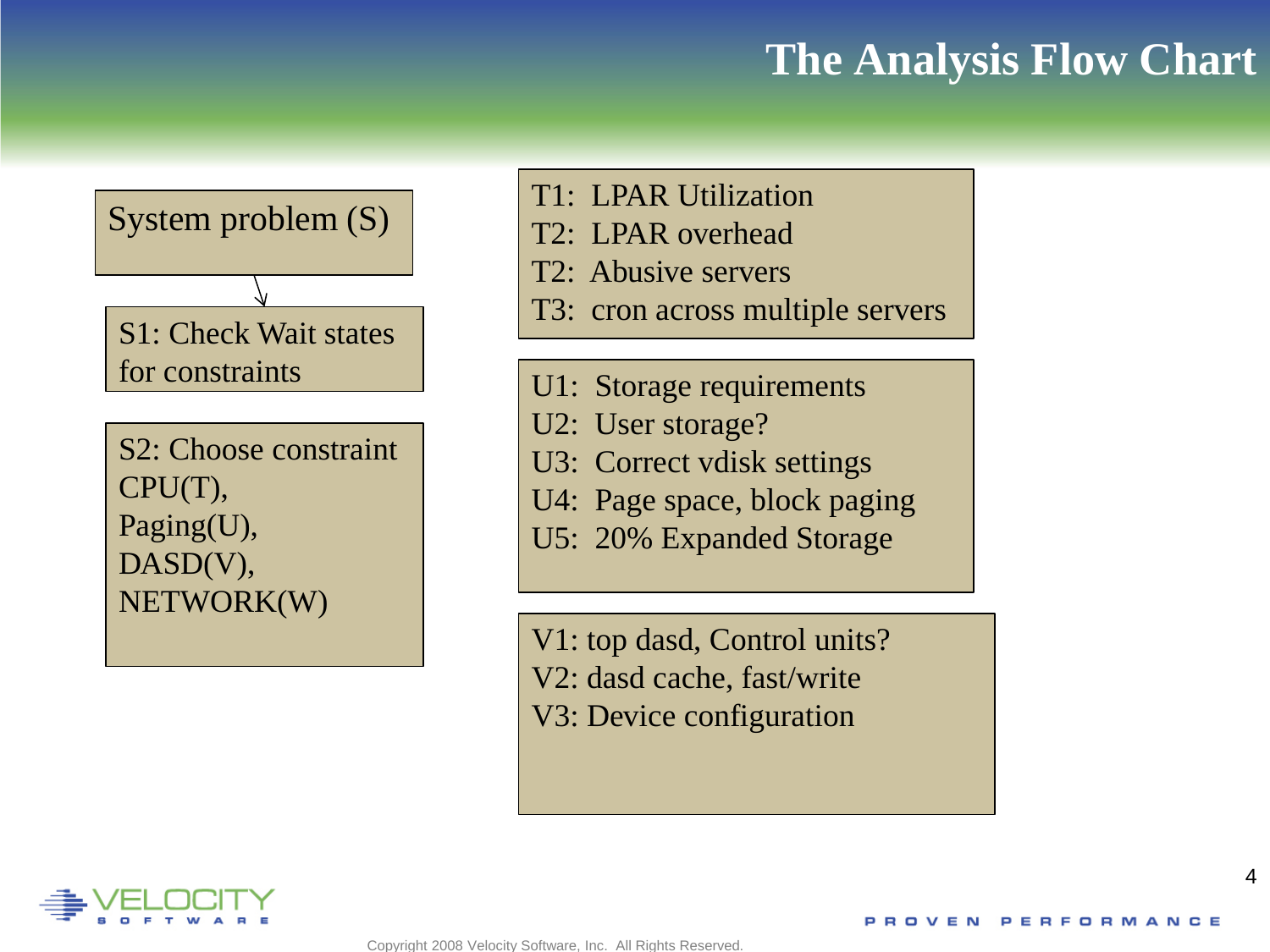# The Analysis Flow Chart

System problem (S)

S1: Check Wait states for constraints

S2: Choose constraint
CPU(T),
Paging(U),
DASD(V),
NETWORK(W)

T1: LPAR Utilization
T2: LPAR overhead
T2: Abusive servers
T3: cron across multiple servers

U1: Storage requirements
U2: User storage?
U3: Correct vdisk settings
U4: Page space, block paging
U5: 20% Expanded Storage

V1: top dasd, Control units?
V2: dasd cache, fast/write
V3: Device configuration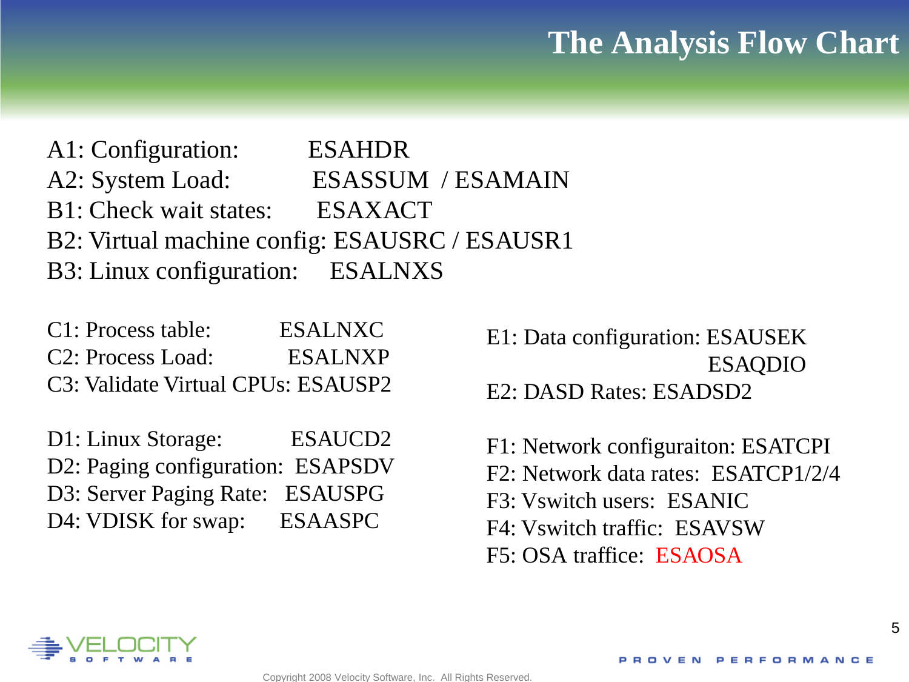# The Analysis Flow Chart

A1: Configuration: ESAHDR
A2: System Load: ESASSUM / ESAMAIN
B1: Check wait states: ESAXACT
B2: Virtual machine config: ESAUSRC / ESAUSR1
B3: Linux configuration: ESALNXS

C1: Process table: ESALNXC
C2: Process Load: ESALNXP
C3: Validate Virtual CPUs: ESAUSP2

D1: Linux Storage: ESAUCD2
D2: Paging configuration: ESAPSDV
D3: Server Paging Rate: ESAUSPG
D4: VDISK for swap: ESAASPC

E1: Data configuration: ESAUSEK
ESAQDIO
E2: DASD Rates: ESADSD2

F1: Network configuraiton: ESATCPI
F2: Network data rates: ESATCP1/2/4
F3: Vswitch users: ESANIC
F4: Vswitch traffic: ESAVSW
F5: OSA traffice: ESAOSA

Copyright 2008 Velocity Software, Inc. All Rights Reserved.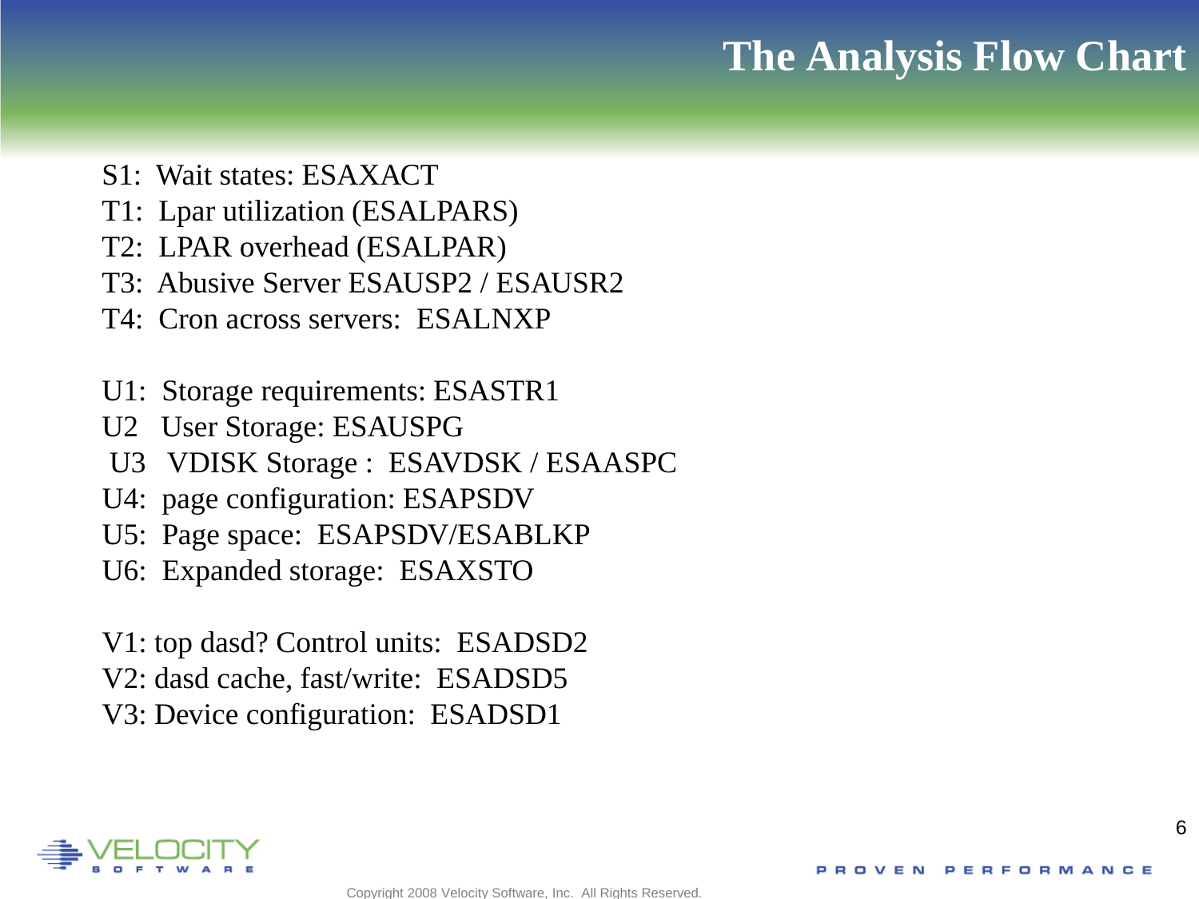# The Analysis Flow Chart

S1: Wait states: ESAXACT
T1: Lpar utilization (ESALPARS)
T2: LPAR overhead (ESALPAR)
T3: Abusive Server ESAUSP2 / ESAUSR2
T4: Cron across servers: ESALNXP

U1: Storage requirements: ESASTR1
U2 User Storage: ESAUSPG
U3 VDISK Storage : ESAVDSK / ESAASPC
U4: page configuration: ESAPSDV
U5: Page space: ESAPSDV/ESABLKP
U6: Expanded storage: ESAXSTO

V1: top dasd? Control units: ESADSD2
V2: dasd cache, fast/write: ESADSD5
V3: Device configuration: ESADSD1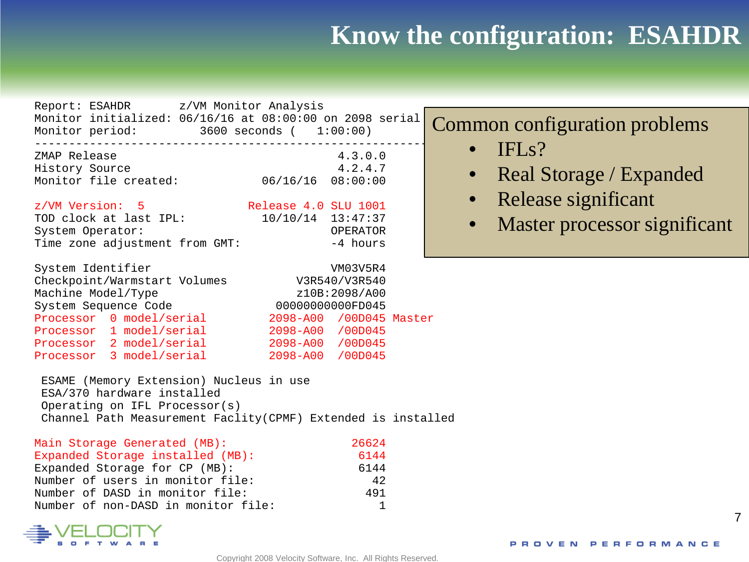# Know the configuration: ESAHDR

```
Report: ESAHDR       z/VM Monitor Analysis
Monitor initialized: 06/16/16 at 08:00:00 on 2098 serial
Monitor period:         3600 seconds (   1:00:00)
-------------------------------------------------------
ZMAP Release                                  4.3.0.0
History Source                                4.2.4.7
Monitor file created:              06/16/16  08:00:00

z/VM Version:  5                 Release 4.0 SLU 1001
TOD clock at last IPL:             10/10/14  13:47:37
System Operator:                             OPERATOR
Time zone adjustment from GMT:               -4 hours

System Identifier                              VM03V5R4
Checkpoint/Warmstart Volumes              V3R540/V3R540
Machine Model/Type                        z10B:2098/A00
System Sequence Code                   00000000000FD045
Processor  0 model/serial         2098-A00  /00D045 Master
Processor  1 model/serial         2098-A00  /00D045
Processor  2 model/serial         2098-A00  /00D045
Processor  3 model/serial         2098-A00  /00D045

 ESAME (Memory Extension) Nucleus in use
 ESA/370 hardware installed
 Operating on IFL Processor(s)
 Channel Path Measurement Faclity(CPMF) Extended is installed

Main Storage Generated (MB):                      26624
Expanded Storage installed (MB):                   6144
Expanded Storage for CP (MB):                      6144
Number of users in monitor file:                     42
Number of DASD in monitor file:                     491
Number of non-DASD in monitor file:                   1
```

Common configuration problems

- IFLs?
- Real Storage / Expanded
- Release significant
- Master processor significant

Copyright 2008 Velocity Software, Inc. All Rights Reserved.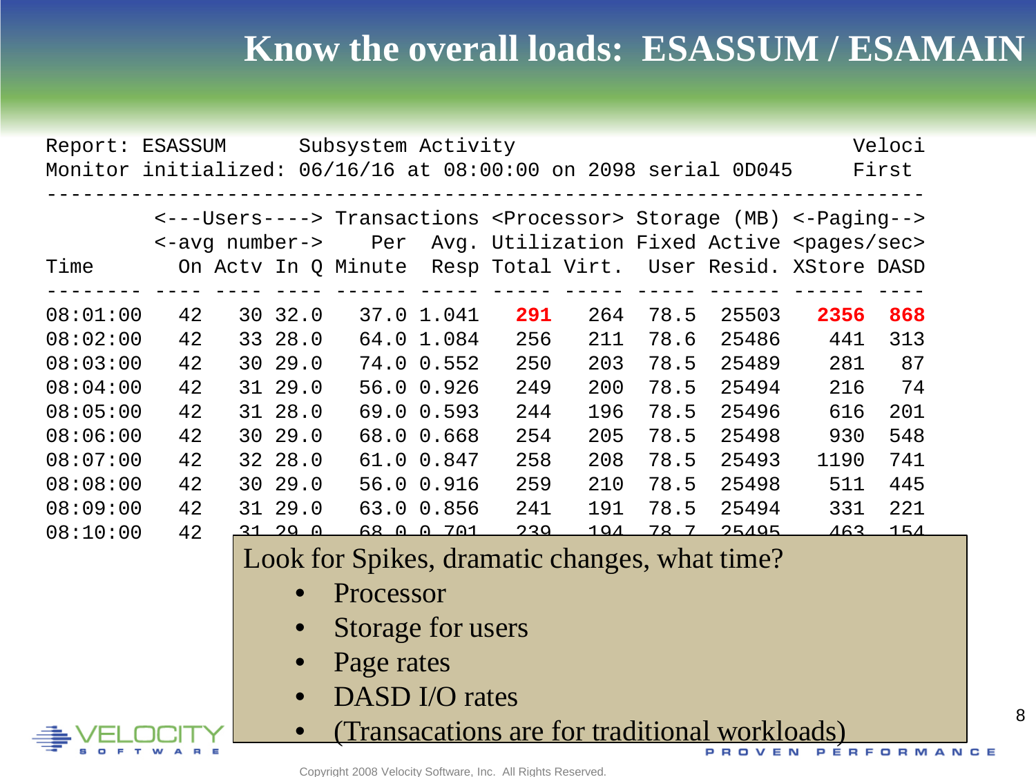# Know the overall loads: ESASSUM / ESAMAIN

```
Report: ESASSUM      Subsystem Activity                                     Veloci
Monitor initialized: 06/16/16 at 08:00:00 on 2098 serial 0D045           First
--------------------------------------------------------------------------
         <---Users----> Transactions <Processor> Storage (MB) <-Paging-->
         <-avg number->    Per   Avg. Utilization Fixed Active <pages/sec>
Time        On Actv In Q Minute  Resp Total Virt.  User Resid. XStore DASD
-------- ---- ---- ---- ------ ----- ----- -----  ----- ------ ------ ----
08:01:00   42   30 32.0   37.0 1.041   291   264  78.5  25503   2356  868
08:02:00   42   33 28.0   64.0 1.084   256   211  78.6  25486    441  313
08:03:00   42   30 29.0   74.0 0.552   250   203  78.5  25489    281   87
08:04:00   42   31 29.0   56.0 0.926   249   200  78.5  25494    216   74
08:05:00   42   31 28.0   69.0 0.593   244   196  78.5  25496    616  201
08:06:00   42   30 29.0   68.0 0.668   254   205  78.5  25498    930  548
08:07:00   42   32 28.0   61.0 0.847   258   208  78.5  25493   1190  741
08:08:00   42   30 29.0   56.0 0.916   259   210  78.5  25498    511  445
08:09:00   42   31 29.0   63.0 0.856   241   191  78.5  25494    331  221
08:10:00   42   31 29.0   68.0 0.701   239   194  78.7  25495    463  154
```

Look for Spikes, dramatic changes, what time?

- Processor
- Storage for users
- Page rates
- DASD I/O rates
- (Transacations are for traditional workloads)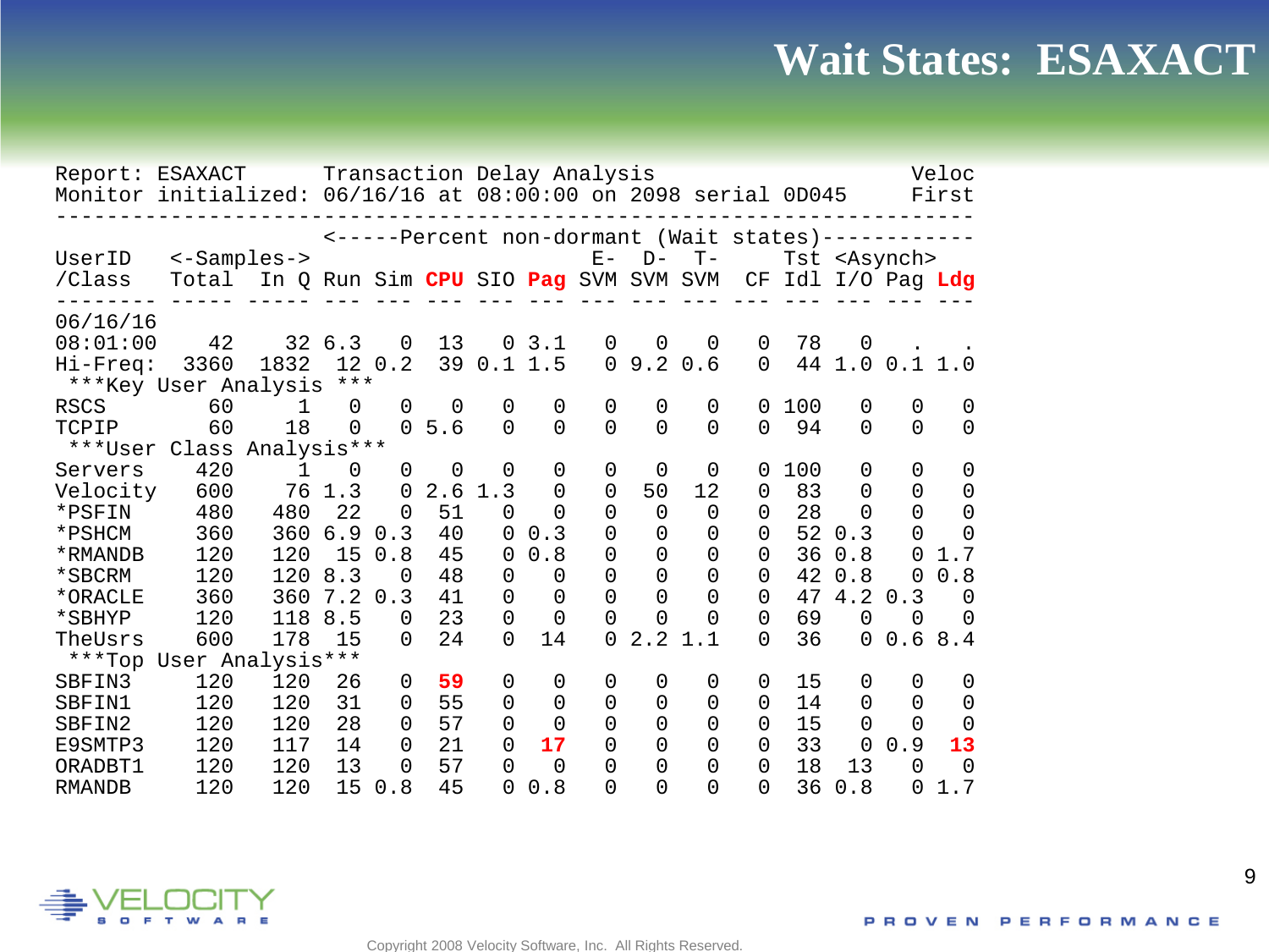# Wait States: ESAXACT

```
Report: ESAXACT      Transaction Delay Analysis                     Veloc
Monitor initialized: 06/16/16 at 08:00:00 on 2098 serial 0D045      First
---------------------------------------------------------------------------
                  <-----Percent non-dormant (Wait states)------------
UserID   <-Samples->                       E-  D-  T-     Tst <Asynch>
/Class   Total  In Q Run Sim CPU SIO Pag SVM SVM SVM  CF Idl I/O Pag Ldg
-------- ----- ----- --- --- --- --- --- --- --- --- --- --- --- --- ---
06/16/16
08:01:00    42    32 6.3   0  13   0 3.1   0   0   0   0  78   0   .   .
Hi-Freq:  3360  1832  12 0.2  39 0.1 1.5   0 9.2 0.6   0  44 1.0 0.1 1.0
 ***Key User Analysis ***
RSCS        60     1   0   0   0   0   0   0   0   0   0 100   0   0   0
TCPIP       60    18   0   0 5.6   0   0   0   0   0   0  94   0   0   0
 ***User Class Analysis***
Servers    420     1   0   0   0   0   0   0   0   0   0 100   0   0   0
Velocity   600    76 1.3   0 2.6 1.3   0   0  50  12   0  83   0   0   0
*PSFIN     480   480  22   0  51   0   0   0   0   0   0  28   0   0   0
*PSHCM     360   360 6.9 0.3  40   0 0.3   0   0   0   0  52 0.3   0   0
*RMANDB    120   120  15 0.8  45   0 0.8   0   0   0   0  36 0.8   0 1.7
*SBCRM     120   120 8.3   0  48   0   0   0   0   0   0  42 0.8   0 0.8
*ORACLE    360   360 7.2 0.3  41   0   0   0   0   0   0  47 4.2 0.3   0
*SBHYP     120   118 8.5   0  23   0   0   0   0   0   0  69   0   0   0
TheUsrs    600   178  15   0  24   0  14   0 2.2 1.1   0  36   0 0.6 8.4
 ***Top User Analysis***
SBFIN3     120   120  26   0  59   0   0   0   0   0   0  15   0   0   0
SBFIN1     120   120  31   0  55   0   0   0   0   0   0  14   0   0   0
SBFIN2     120   120  28   0  57   0   0   0   0   0   0  15   0   0   0
E9SMTP3    120   117  14   0  21   0  17   0   0   0   0  33   0 0.9  13
ORADBT1    120   120  13   0  57   0   0   0   0   0   0  18  13   0   0
RMANDB     120   120  15 0.8  45   0 0.8   0   0   0   0  36 0.8   0 1.7
```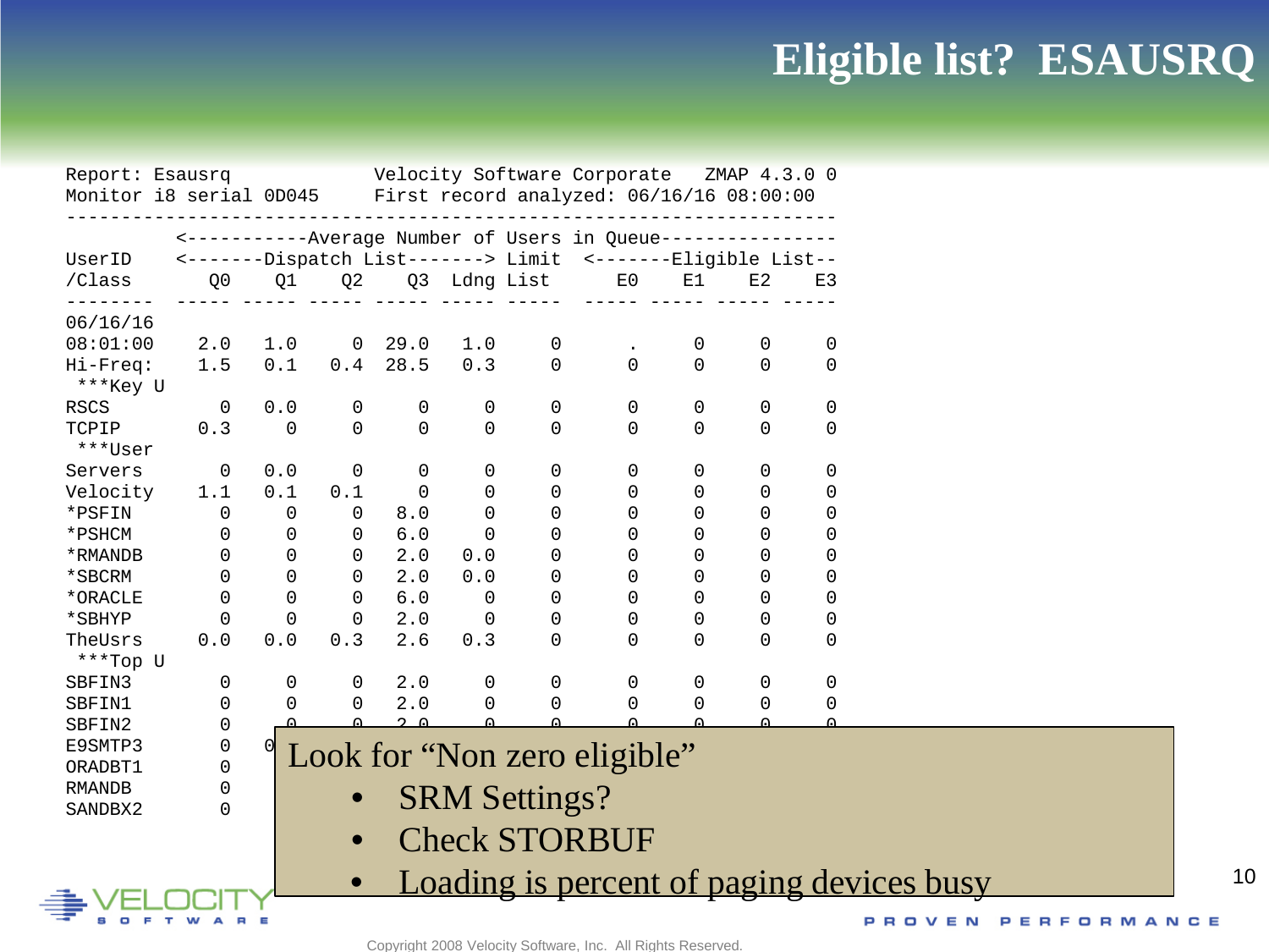# Eligible list? ESAUSRQ

```
Report: Esausrq              Velocity Software Corporate    ZMAP 4.3.0 0
Monitor i8 serial 0D045      First record analyzed: 06/16/16 08:00:00
--------------------------------------------------------------------------
          <-----------Average Number of Users in Queue---------------
UserID    <-------Dispatch List-------> Limit  <-------Eligible List--
/Class       Q0    Q1    Q2    Q3  Ldng List      E0    E1    E2    E3
--------  ----- ----- ----- ----- ----- -----  ----- ----- ----- -----
06/16/16
08:01:00    2.0   1.0     0  29.0   1.0     0       .     0     0     0
Hi-Freq:    1.5   0.1   0.4  28.5   0.3     0       0     0     0     0
 ***Key U
RSCS          0   0.0     0     0     0     0       0     0     0     0
TCPIP       0.3     0     0     0     0     0       0     0     0     0
 ***User
Servers       0   0.0     0     0     0     0       0     0     0     0
Velocity    1.1   0.1   0.1     0     0     0       0     0     0     0
*PSFIN        0     0     0   8.0     0     0       0     0     0     0
*PSHCM        0     0     0   6.0     0     0       0     0     0     0
*RMANDB       0     0     0   2.0   0.0     0       0     0     0     0
*SBCRM        0     0     0   2.0   0.0     0       0     0     0     0
*ORACLE       0     0     0   6.0     0     0       0     0     0     0
*SBHYP        0     0     0   2.0     0     0       0     0     0     0
TheUsrs     0.0   0.0   0.3   2.6   0.3     0       0     0     0     0
 ***Top U
SBFIN3        0     0     0   2.0     0     0       0     0     0     0
SBFIN1        0     0     0   2.0     0     0       0     0     0     0
SBFIN2        0     0     0   2.0     0     0       0     0     0     0
E9SMTP3       0     0
ORADBT1       0
RMANDB        0
SANDBX2       0
```

Look for "Non zero eligible"

- SRM Settings?
- Check STORBUF
- Loading is percent of paging devices busy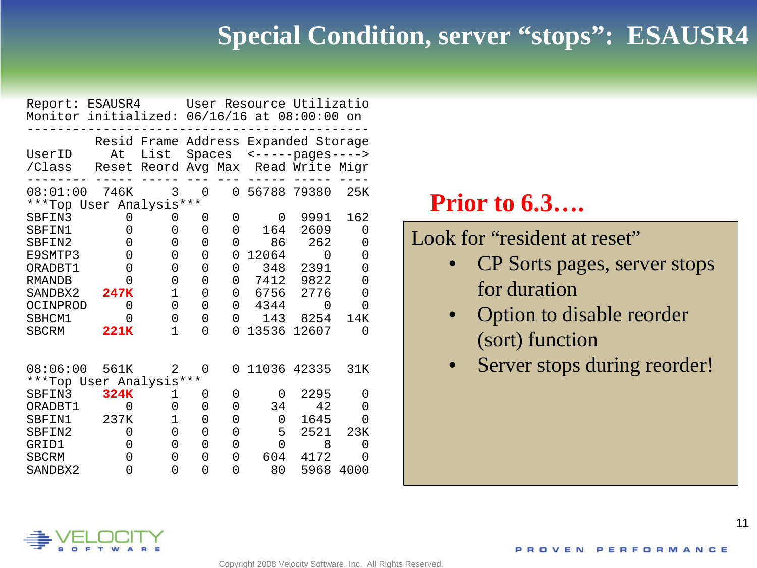# Special Condition, server "stops": ESAUSR4

```
Report: ESAUSR4      User Resource Utilizatio
Monitor initialized: 06/16/16 at 08:00:00 on
---------------------------------------------
         Resid Frame Address Expanded Storage
UserID    At   List  Spaces  <-----pages---->
/Class   Reset Reord Avg Max  Read Write Migr
-------- ----- ----- --- --- ----- ----- ----
08:01:00  746K     3   0   0 56788 79380  25K
***Top User Analysis***
SBFIN3       0     0   0   0     0  9991  162
SBFIN1       0     0   0   0   164  2609    0
SBFIN2       0     0   0   0    86   262    0
E9SMTP3      0     0   0   0 12064     0    0
ORADBT1      0     0   0   0   348  2391    0
RMANDB       0     0   0   0  7412  9822    0
SANDBX2   247K     1   0   0  6756  2776    0
OCINPROD     0     0   0   0  4344     0    0
SBHCM1       0     0   0   0   143  8254  14K
SBCRM     221K     1   0   0 13536 12607    0


08:06:00  561K     2   0   0 11036 42335  31K
***Top User Analysis***
SBFIN3    324K     1   0   0     0  2295    0
ORADBT1      0     0   0   0    34    42    0
SBFIN1    237K     1   0   0     0  1645    0
SBFIN2       0     0   0   0     5  2521  23K
GRID1        0     0   0   0     0     8    0
SBCRM        0     0   0   0   604  4172    0
SANDBX2      0     0   0   0    80  5968 4000
```

**Prior to 6.3….**

Look for "resident at reset"

- CP Sorts pages, server stops for duration
- Option to disable reorder (sort) function
- Server stops during reorder!

Copyright 2008 Velocity Software, Inc. All Rights Reserved.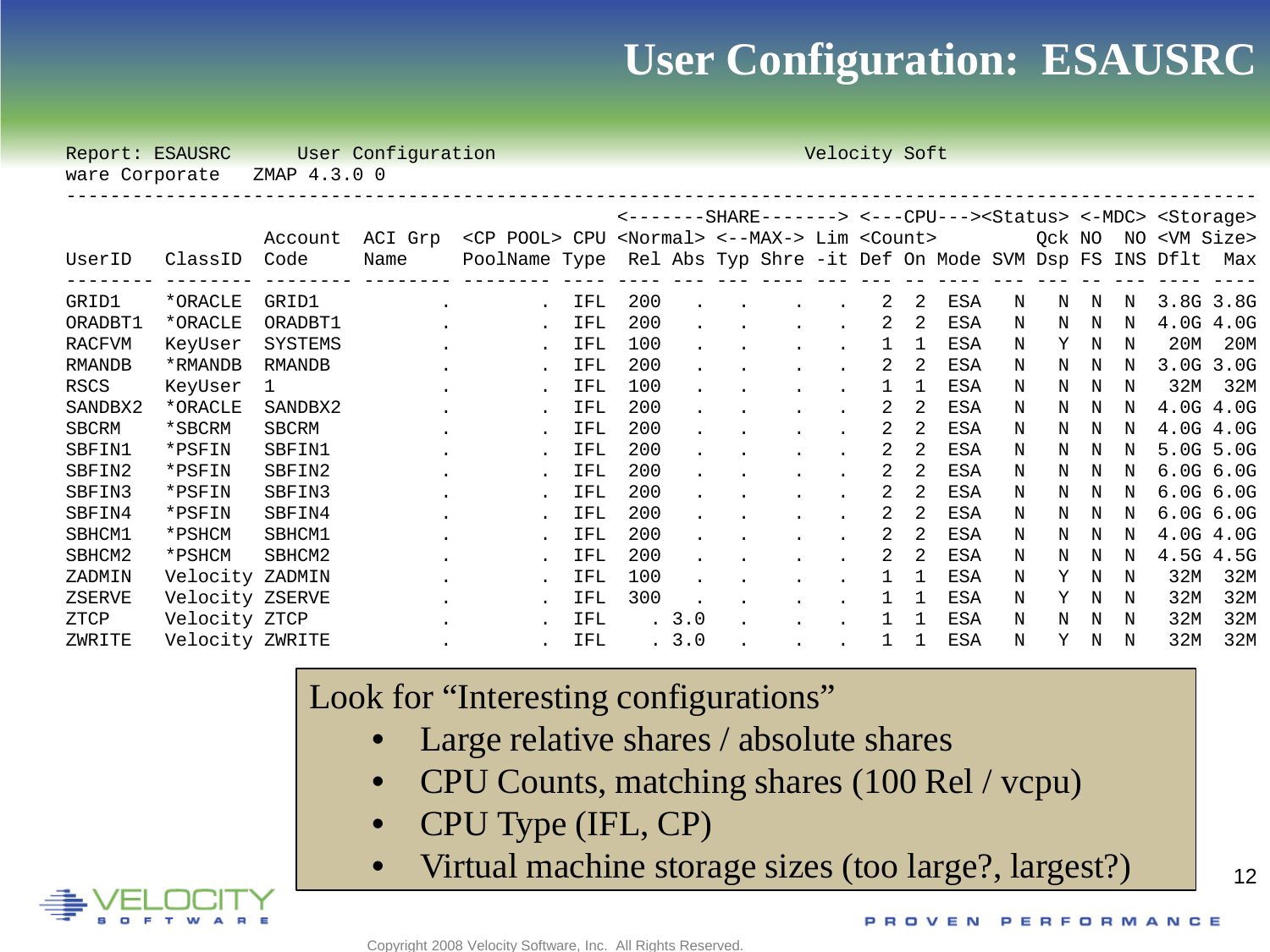# User Configuration: ESAUSRC

```
Report: ESAUSRC      User Configuration                            Velocity Soft
ware Corporate    ZMAP 4.3.0 0
-------------------------------------------------------------------------------------------------------------
                                                <-------SHARE-------> <---CPU---><Status> <-MDC> <Storage>
                  Account  ACI Grp  <CP POOL> CPU <Normal> <--MAX-> Lim <Count>        Qck NO   NO <VM Size>
UserID   ClassID  Code     Name     PoolName Type  Rel Abs Typ Shre -it Def On Mode SVM Dsp FS INS Dflt  Max
-------- -------- -------- -------- -------- ---- ---- --- --- ---- --- --- -- ---- --- --- -- --- ---- ----
GRID1    *ORACLE  GRID1           .        . IFL  200    .   .    .   .   2  2  ESA   N   N  N   N 3.8G 3.8G
ORADBT1  *ORACLE  ORADBT1         .        . IFL  200    .   .    .   .   2  2  ESA   N   N  N   N 4.0G 4.0G
RACFVM   KeyUser  SYSTEMS         .        . IFL  100    .   .    .   .   1  1  ESA   N   Y  N   N  20M  20M
RMANDB   *RMANDB  RMANDB          .        . IFL  200    .   .    .   .   2  2  ESA   N   N  N   N 3.0G 3.0G
RSCS     KeyUser  1               .        . IFL  100    .   .    .   .   1  1  ESA   N   N  N   N  32M  32M
SANDBX2  *ORACLE  SANDBX2         .        . IFL  200    .   .    .   .   2  2  ESA   N   N  N   N 4.0G 4.0G
SBCRM    *SBCRM   SBCRM           .        . IFL  200    .   .    .   .   2  2  ESA   N   N  N   N 4.0G 4.0G
SBFIN1   *PSFIN   SBFIN1          .        . IFL  200    .   .    .   .   2  2  ESA   N   N  N   N 5.0G 5.0G
SBFIN2   *PSFIN   SBFIN2          .        . IFL  200    .   .    .   .   2  2  ESA   N   N  N   N 6.0G 6.0G
SBFIN3   *PSFIN   SBFIN3          .        . IFL  200    .   .    .   .   2  2  ESA   N   N  N   N 6.0G 6.0G
SBFIN4   *PSFIN   SBFIN4          .        . IFL  200    .   .    .   .   2  2  ESA   N   N  N   N 6.0G 6.0G
SBHCM1   *PSHCM   SBHCM1          .        . IFL  200    .   .    .   .   2  2  ESA   N   N  N   N 4.0G 4.0G
SBHCM2   *PSHCM   SBHCM2          .        . IFL  200    .   .    .   .   2  2  ESA   N   N  N   N 4.5G 4.5G
ZADMIN   Velocity ZADMIN          .        . IFL  100    .   .    .   .   1  1  ESA   N   Y  N   N  32M  32M
ZSERVE   Velocity ZSERVE          .        . IFL  300    .   .    .   .   1  1  ESA   N   Y  N   N  32M  32M
ZTCP     Velocity ZTCP            .        . IFL    . 3.0   .    .   .   1  1  ESA   N   N  N   N  32M  32M
ZWRITE   Velocity ZWRITE          .        . IFL    . 3.0   .    .   .   1  1  ESA   N   Y  N   N  32M  32M
```

Look for "Interesting configurations"

- Large relative shares / absolute shares
- CPU Counts, matching shares (100 Rel / vcpu)
- CPU Type (IFL, CP)
- Virtual machine storage sizes (too large?, largest?)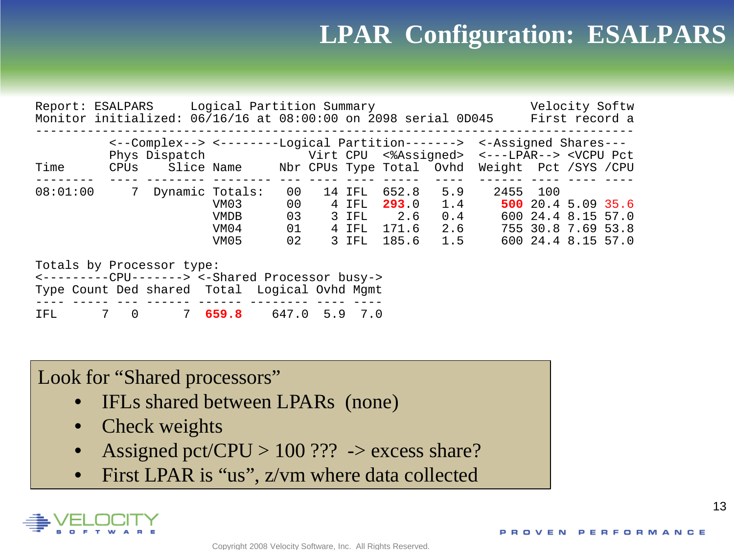# LPAR Configuration: ESALPARS

```
Report: ESALPARS     Logical Partition Summary                      Velocity Softw
Monitor initialized: 06/16/16 at 08:00:00 on 2098 serial 0D045     First record a
---------------------------------------------------------------------------------
          <--Complex--> <--------Logical Partition-------> <-Assigned Shares---
          Phys Dispatch              Virt CPU  <%Assigned> <---LPAR--> <VCPU Pct
Time      CPUs    Slice Name      Nbr CPUs Type Total  Ovhd Weight  Pct /SYS /CPU
--------  ---- -------- --------  --- ---- ---- -----  ---- ------ ---- ---- ----
08:01:00     7  Dynamic Totals:   00   14 IFL  652.8   5.9   2455  100
                        VM03      00    4 IFL  293.0   1.4    500 20.4 5.09 35.6
                        VMDB      03    3 IFL    2.6   0.4    600 24.4 8.15 57.0
                        VM04      01    4 IFL  171.6   2.6    755 30.8 7.69 53.8
                        VM05      02    3 IFL  185.6   1.5    600 24.4 8.15 57.0

Totals by Processor type:
<---------CPU-------> <-Shared Processor busy->
Type Count Ded shared  Total  Logical Ovhd Mgmt
---- ----- --- ------ ------ -------- ---- ----
IFL      7   0      7  659.8    647.0  5.9  7.0
```

Look for "Shared processors"

- IFLs shared between LPARs (none)
- Check weights
- Assigned pct/CPU > 100 ??? -> excess share?
- First LPAR is "us", z/vm where data collected

Copyright 2008 Velocity Software, Inc. All Rights Reserved.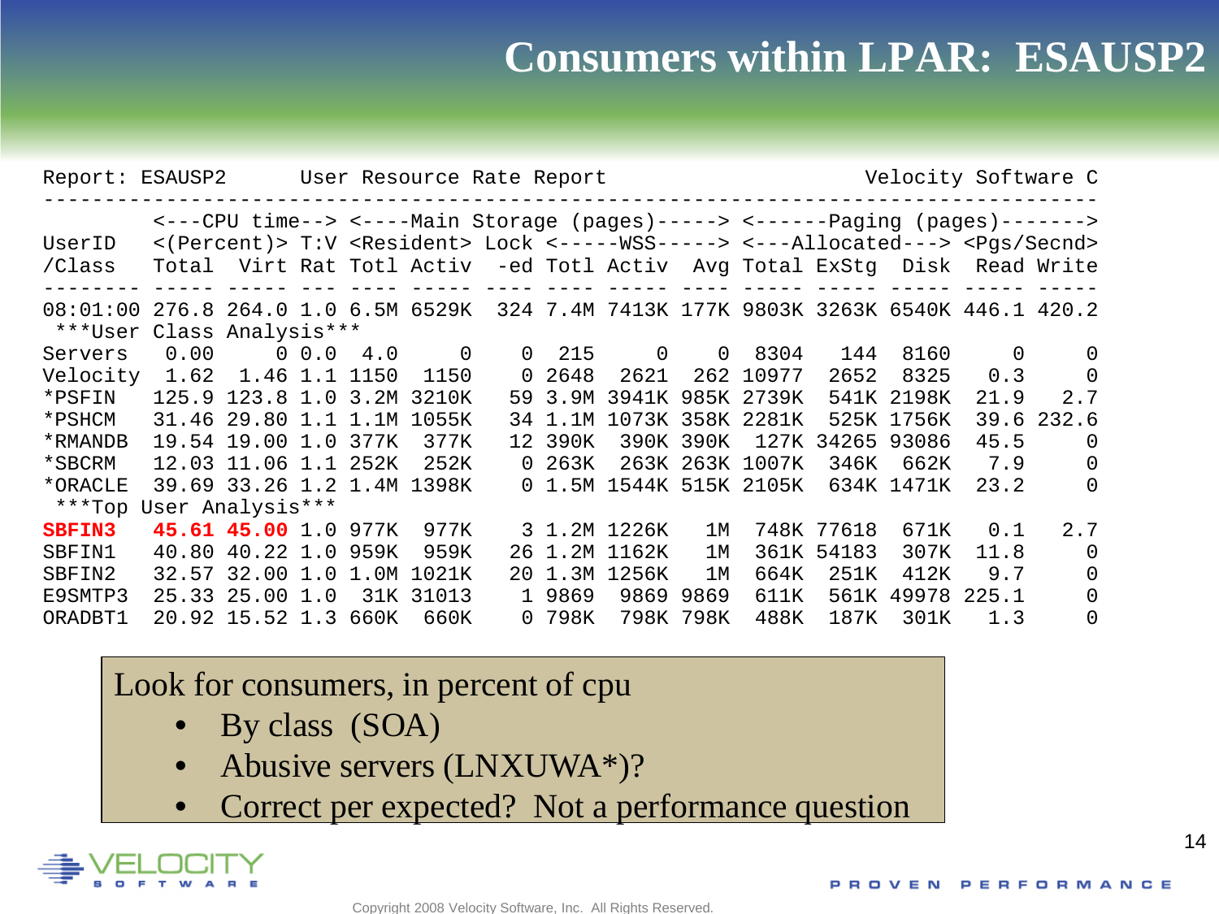# Consumers within LPAR: ESAUSP2

```
Report: ESAUSP2      User Resource Rate Report                          Velocity Software C
-------------------------------------------------------------------------------------------
         <---CPU time--> <----Main Storage (pages)-----> <------Paging (pages)------->
UserID   <(Percent)> T:V <Resident> Lock <-----WSS-----> <---Allocated---> <Pgs/Secnd>
/Class   Total  Virt Rat Totl Activ  -ed Totl Activ  Avg Total ExStg  Disk  Read Write
-------- ----- ----- --- ---- ----- ---- ---- ----- ---- ----- ----- ----- ----- -----
08:01:00 276.8 264.0 1.0 6.5M 6529K  324 7.4M 7413K 177K 9803K 3263K 6540K 446.1 420.2
 ***User Class Analysis***
Servers   0.00     0 0.0  4.0     0    0  215     0    0  8304   144  8160     0     0
Velocity  1.62  1.46 1.1 1150  1150    0 2648  2621  262 10977  2652  8325   0.3     0
*PSFIN   125.9 123.8 1.0 3.2M 3210K   59 3.9M 3941K 985K 2739K  541K 2198K  21.9   2.7
*PSHCM   31.46 29.80 1.1 1.1M 1055K   34 1.1M 1073K 358K 2281K  525K 1756K  39.6 232.6
*RMANDB  19.54 19.00 1.0 377K  377K   12 390K  390K 390K  127K 34265 93086  45.5     0
*SBCRM   12.03 11.06 1.1 252K  252K    0 263K  263K 263K 1007K  346K  662K   7.9     0
*ORACLE  39.69 33.26 1.2 1.4M 1398K    0 1.5M 1544K 515K 2105K  634K 1471K  23.2     0
 ***Top User Analysis***
SBFIN3   45.61 45.00 1.0 977K  977K    3 1.2M 1226K   1M  748K 77618  671K   0.1   2.7
SBFIN1   40.80 40.22 1.0 959K  959K   26 1.2M 1162K   1M  361K 54183  307K  11.8     0
SBFIN2   32.57 32.00 1.0 1.0M 1021K   20 1.3M 1256K   1M  664K  251K  412K   9.7     0
E9SMTP3  25.33 25.00 1.0  31K 31013    1 9869  9869 9869  611K  561K 49978 225.1     0
ORADBT1  20.92 15.52 1.3 660K  660K    0 798K  798K 798K  488K  187K  301K   1.3     0
```

Look for consumers, in percent of cpu

- By class (SOA)
- Abusive servers (LNXUWA*)?
- Correct per expected? Not a performance question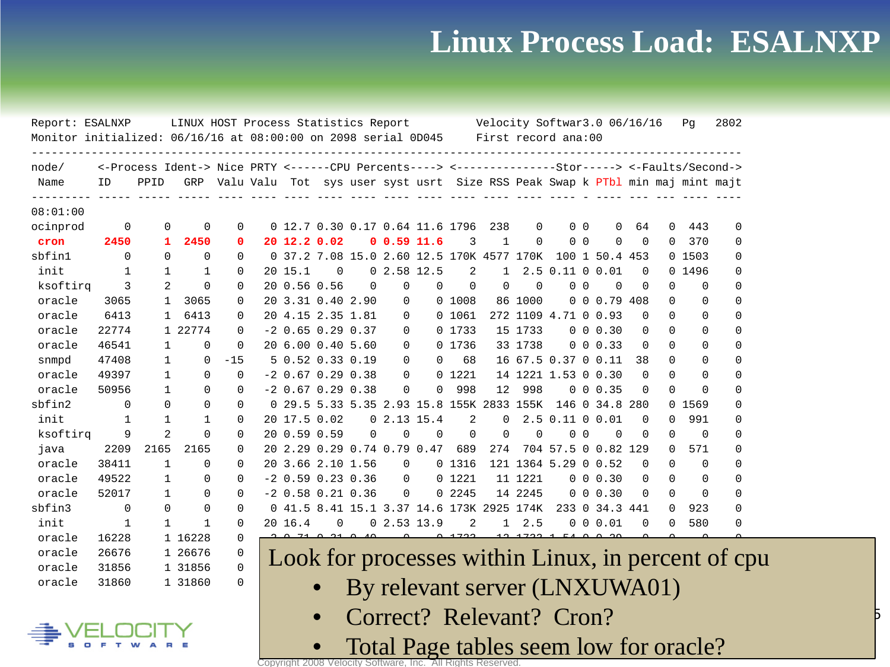# Linux Process Load: ESALNXP

```
Report: ESALNXP      LINUX HOST Process Statistics Report         Velocity Softwar3.0 06/16/16    Pg   2802
Monitor initialized: 06/16/16 at 08:00:00 on 2098 serial 0D045     First record ana:00
-----------------------------------------------------------------------------------------------------------
node/     <-Process Ident-> Nice PRTY <------CPU Percents----> <---------------Stor-----> <-Faults/Second->
 Name     ID    PPID   GRP  Valu Valu  Tot  sys user syst usrt  Size RSS Peak Swap k PTbl min maj mint majt
--------- ----- ----- ----- ---- ---- ---- ---- ---- ---- ---- ---- ---- ---- ---- - ---- --- --- ---- ----
08:01:00
ocinprod     0     0     0    0    0 12.7 0.30 0.17 0.64 11.6 1796  238    0    0 0    0  64   0  443    0
 cron     2450     1  2450    0   20 12.2 0.02    0 0.59 11.6    3    1    0    0 0    0   0   0  370    0
sbfin1       0     0     0    0    0 37.2 7.08 15.0 2.60 12.5 170K 4577 170K  100 1 50.4 453   0 1503    0
 init        1     1     1    0   20 15.1    0    0 2.58 12.5    2    1  2.5 0.11 0 0.01   0   0 1496    0
 ksoftirq    3     2     0    0   20 0.56 0.56    0    0    0    0    0    0    0 0    0   0   0    0    0
 oracle   3065     1  3065    0   20 3.31 0.40 2.90    0    0 1008   86 1000    0 0 0.79 408   0    0    0
 oracle   6413     1  6413    0   20 4.15 2.35 1.81    0    0 1061  272 1109 4.71 0 0.93   0   0    0    0
 oracle  22774     1 22774    0   -2 0.65 0.29 0.37    0    0 1733   15 1733    0 0 0.30   0   0    0    0
 oracle  46541     1     0    0   20 6.00 0.40 5.60    0    0 1736   33 1738    0 0 0.33   0   0    0    0
 snmpd   47408     1     0  -15    5 0.52 0.33 0.19    0    0   68   16 67.5 0.37 0 0.11  38   0    0    0
 oracle  49397     1     0    0   -2 0.67 0.29 0.38    0    0 1221   14 1221 1.53 0 0.30   0   0    0    0
 oracle  50956     1     0    0   -2 0.67 0.29 0.38    0    0  998   12  998    0 0 0.35   0   0    0    0
sbfin2       0     0     0    0    0 29.5 5.33 5.35 2.93 15.8 155K 2833 155K  146 0 34.8 280   0 1569    0
 init        1     1     1    0   20 17.5 0.02    0 2.13 15.4    2    0  2.5 0.11 0 0.01   0   0  991    0
 ksoftirq    9     2     0    0   20 0.59 0.59    0    0    0    0    0    0    0 0    0   0   0    0    0
 java     2209  2165  2165    0   20 2.29 0.29 0.74 0.79 0.47  689  274  704 57.5 0 0.82 129   0  571    0
 oracle  38411     1     0    0   20 3.66 2.10 1.56    0    0 1316  121 1364 5.29 0 0.52   0   0    0    0
 oracle  49522     1     0    0   -2 0.59 0.23 0.36    0    0 1221   11 1221    0 0 0.30   0   0    0    0
 oracle  52017     1     0    0   -2 0.58 0.21 0.36    0    0 2245   14 2245    0 0 0.30   0   0    0    0
sbfin3       0     0     0    0    0 41.5 8.41 15.1 3.37 14.6 173K 2925 174K  233 0 34.3 441   0  923    0
 init        1     1     1    0   20 16.4    0    0 2.53 13.9    2    1  2.5    0 0 0.01   0   0  580    0
 oracle  16228     1 16228    0
 oracle  26676     1 26676    0
 oracle  31856     1 31856    0
 oracle  31860     1 31860    0
```

Look for processes within Linux, in percent of cpu

- By relevant server (LNXUWA01)
- Correct? Relevant? Cron?
- Total Page tables seem low for oracle?

Copyright 2008 Velocity Software, Inc. All Rights Reserved.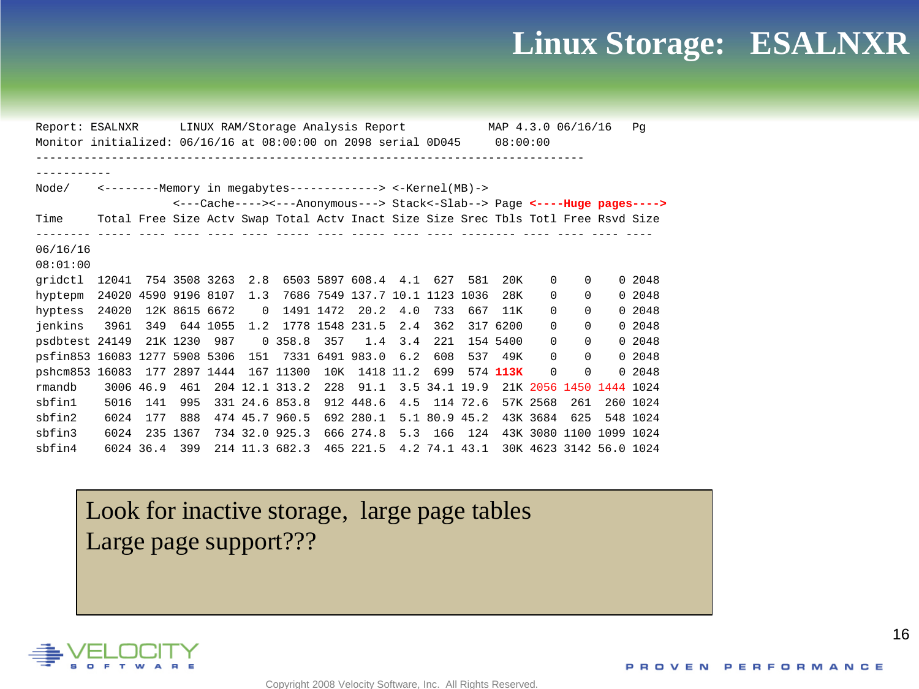# Linux Storage: ESALNXR

```
Report: ESALNXR      LINUX RAM/Storage Analysis Report           MAP 4.3.0 06/16/16   Pg
Monitor initialized: 06/16/16 at 08:00:00 on 2098 serial 0D045     08:00:00
--------------------------------------------------------------------------------
-----------
Node/    <--------Memory in megabytes-------------> <-Kernel(MB)->
                    <---Cache----><---Anonymous---> Stack<-Slab--> Page <----Huge pages---->
Time     Total Free Size Actv Swap Total Actv Inact Size Size Srec Tbls Totl Free Rsvd Size
-------- ----- ---- ---- ---- ---- ----- ---- ----- ---- ---- -------- ---- ---- ---- ----
06/16/16
08:01:00
gridctl  12041  754 3508 3263  2.8  6503 5897 608.4  4.1  627  581  20K    0    0    0 2048
hyptepm  24020 4590 9196 8107  1.3  7686 7549 137.7 10.1 1123 1036  28K    0    0    0 2048
hyptess  24020  12K 8615 6672    0  1491 1472  20.2  4.0  733  667  11K    0    0    0 2048
jenkins   3961  349  644 1055  1.2  1778 1548 231.5  2.4  362  317 6200    0    0    0 2048
psdbtest 24149  21K 1230  987    0 358.8  357   1.4  3.4  221  154 5400    0    0    0 2048
psfin853 16083 1277 5908 5306  151  7331 6491 983.0  6.2  608  537  49K    0    0    0 2048
pshcm853 16083  177 2897 1444  167 11300  10K  1418 11.2  699  574 113K    0    0    0 2048
rmandb    3006 46.9  461  204 12.1 313.2  228  91.1  3.5 34.1 19.9  21K 2056 1450 1444 1024
sbfin1    5016  141  995  331 24.6 853.8  912 448.6  4.5  114 72.6  57K 2568  261  260 1024
sbfin2    6024  177  888  474 45.7 960.5  692 280.1  5.1 80.9 45.2  43K 3684  625  548 1024
sbfin3    6024  235 1367  734 32.0 925.3  666 274.8  5.3  166  124  43K 3080 1100 1099 1024
sbfin4    6024 36.4  399  214 11.3 682.3  465 221.5  4.2 74.1 43.1  30K 4623 3142 56.0 1024
```

Look for inactive storage, large page tables
Large page support???

Copyright 2008 Velocity Software, Inc. All Rights Reserved.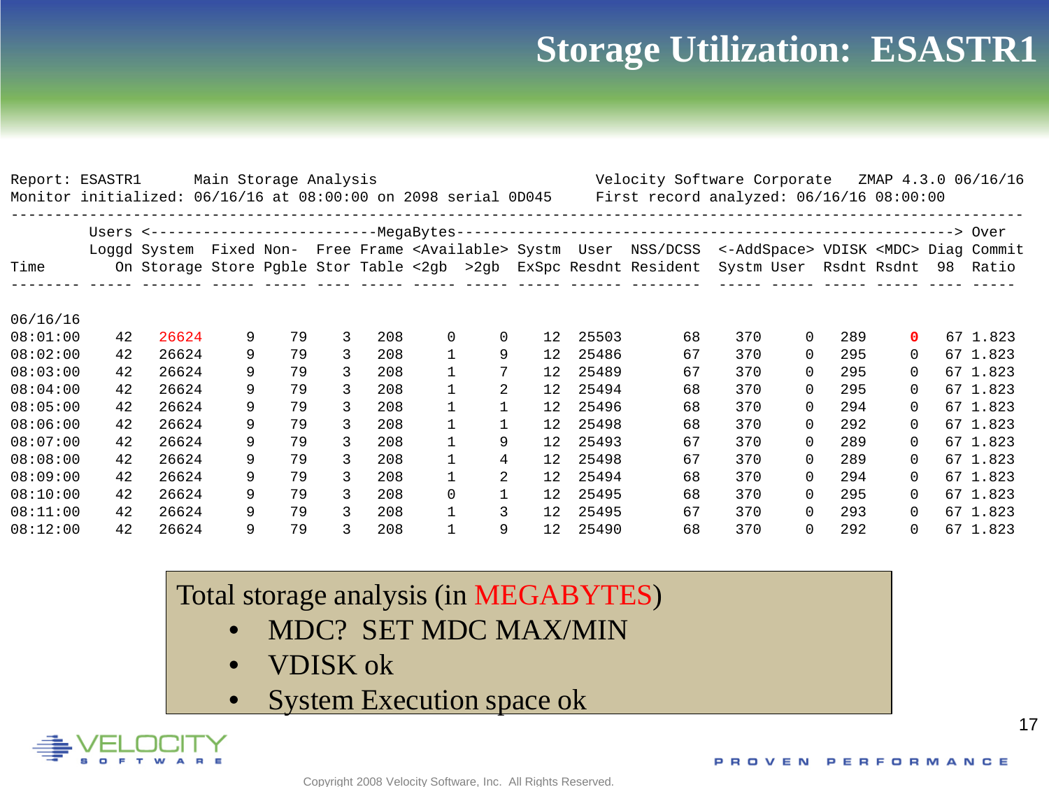# Storage Utilization: ESASTR1

```
Report: ESASTR1      Main Storage Analysis                            Velocity Software Corporate   ZMAP 4.3.0 06/16/16
Monitor initialized: 06/16/16 at 08:00:00 on 2098 serial 0D045     First record analyzed: 06/16/16 08:00:00
-----------------------------------------------------------------------------------------------------------------------
         Users <--------------------------MegaBytes-------------------------------------------------------------> Over
         Loggd System  Fixed Non-  Free Frame <Available> Systm  User  NSS/DCSS  <-AddSpace> VDISK <MDC> Diag Commit
Time        On Storage Store Pgble Stor Table <2gb   >2gb  ExSpc Resdnt Resident  Systm User  Rsdnt Rsdnt  98  Ratio
-------- ----- ------- ----- ----- ---- ----- -----  ----- ----- ------ --------  ----- ----- ----- ----- ---- -----

06/16/16
08:01:00    42   26624     9    79    3   208     0     0    12  25503       68    370     0   289     0   67 1.823
08:02:00    42   26624     9    79    3   208     1     9    12  25486       67    370     0   295     0   67 1.823
08:03:00    42   26624     9    79    3   208     1     7    12  25489       67    370     0   295     0   67 1.823
08:04:00    42   26624     9    79    3   208     1     2    12  25494       68    370     0   295     0   67 1.823
08:05:00    42   26624     9    79    3   208     1     1    12  25496       68    370     0   294     0   67 1.823
08:06:00    42   26624     9    79    3   208     1     1    12  25498       68    370     0   292     0   67 1.823
08:07:00    42   26624     9    79    3   208     1     9    12  25493       67    370     0   289     0   67 1.823
08:08:00    42   26624     9    79    3   208     1     4    12  25498       67    370     0   289     0   67 1.823
08:09:00    42   26624     9    79    3   208     1     2    12  25494       68    370     0   294     0   67 1.823
08:10:00    42   26624     9    79    3   208     0     1    12  25495       68    370     0   295     0   67 1.823
08:11:00    42   26624     9    79    3   208     1     3    12  25495       67    370     0   293     0   67 1.823
08:12:00    42   26624     9    79    3   208     1     9    12  25490       68    370     0   292     0   67 1.823
```

Total storage analysis (in MEGABYTES)

- MDC? SET MDC MAX/MIN
- VDISK ok
- System Execution space ok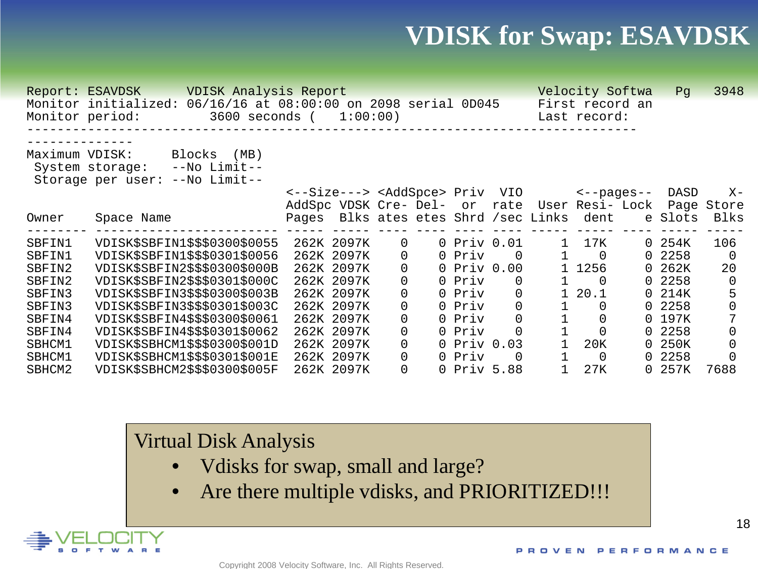# VDISK for Swap: ESAVDSK

```
Report: ESAVDSK      VDISK Analysis Report                           Velocity Softwa   Pg    3948
Monitor initialized: 06/16/16 at 08:00:00 on 2098 serial 0D045      First record an
Monitor period:         3600 seconds (   1:00:00)                    Last record:
--------------------------------------------------------------------------------
--------------
Maximum VDISK:     Blocks  (MB)
 System storage:   --No Limit--
 Storage per user: --No Limit--
                                    <--Size---> <AddSpce> Priv  VIO        <--pages--  DASD    X-
                                    AddSpc VDSK Cre- Del-  or   rate  User Resi- Lock  Page Store
Owner    Space Name                 Pages  Blks ates etes Shrd /sec Links  dent     e Slots  Blks
-------- -------------------------  ----- ----- ---- ---- ---- ---- ----- ----- ---- ----- -----
SBFIN1   VDISK$SBFIN1$$$0300$0055   262K 2097K    0    0 Priv 0.01     1  17K     0 254K   106
SBFIN1   VDISK$SBFIN1$$$0301$0056   262K 2097K    0    0 Priv    0     1    0     0 2258     0
SBFIN2   VDISK$SBFIN2$$$0300$000B   262K 2097K    0    0 Priv 0.00     1 1256     0 262K    20
SBFIN2   VDISK$SBFIN2$$$0301$000C   262K 2097K    0    0 Priv    0     1    0     0 2258     0
SBFIN3   VDISK$SBFIN3$$$0300$003B   262K 2097K    0    0 Priv    0     1 20.1     0 214K     5
SBFIN3   VDISK$SBFIN3$$$0301$003C   262K 2097K    0    0 Priv    0     1    0     0 2258     0
SBFIN4   VDISK$SBFIN4$$$0300$0061   262K 2097K    0    0 Priv    0     1    0     0 197K     7
SBFIN4   VDISK$SBFIN4$$$0301$0062   262K 2097K    0    0 Priv    0     1    0     0 2258     0
SBHCM1   VDISK$SBHCM1$$$0300$001D   262K 2097K    0    0 Priv 0.03     1  20K     0 250K     0
SBHCM1   VDISK$SBHCM1$$$0301$001E   262K 2097K    0    0 Priv    0     1    0     0 2258     0
SBHCM2   VDISK$SBHCM2$$$0300$005F   262K 2097K    0    0 Priv 5.88     1  27K     0 257K  7688
```

Virtual Disk Analysis

- Vdisks for swap, small and large?
- Are there multiple vdisks, and PRIORITIZED!!!

Copyright 2008 Velocity Software, Inc. All Rights Reserved.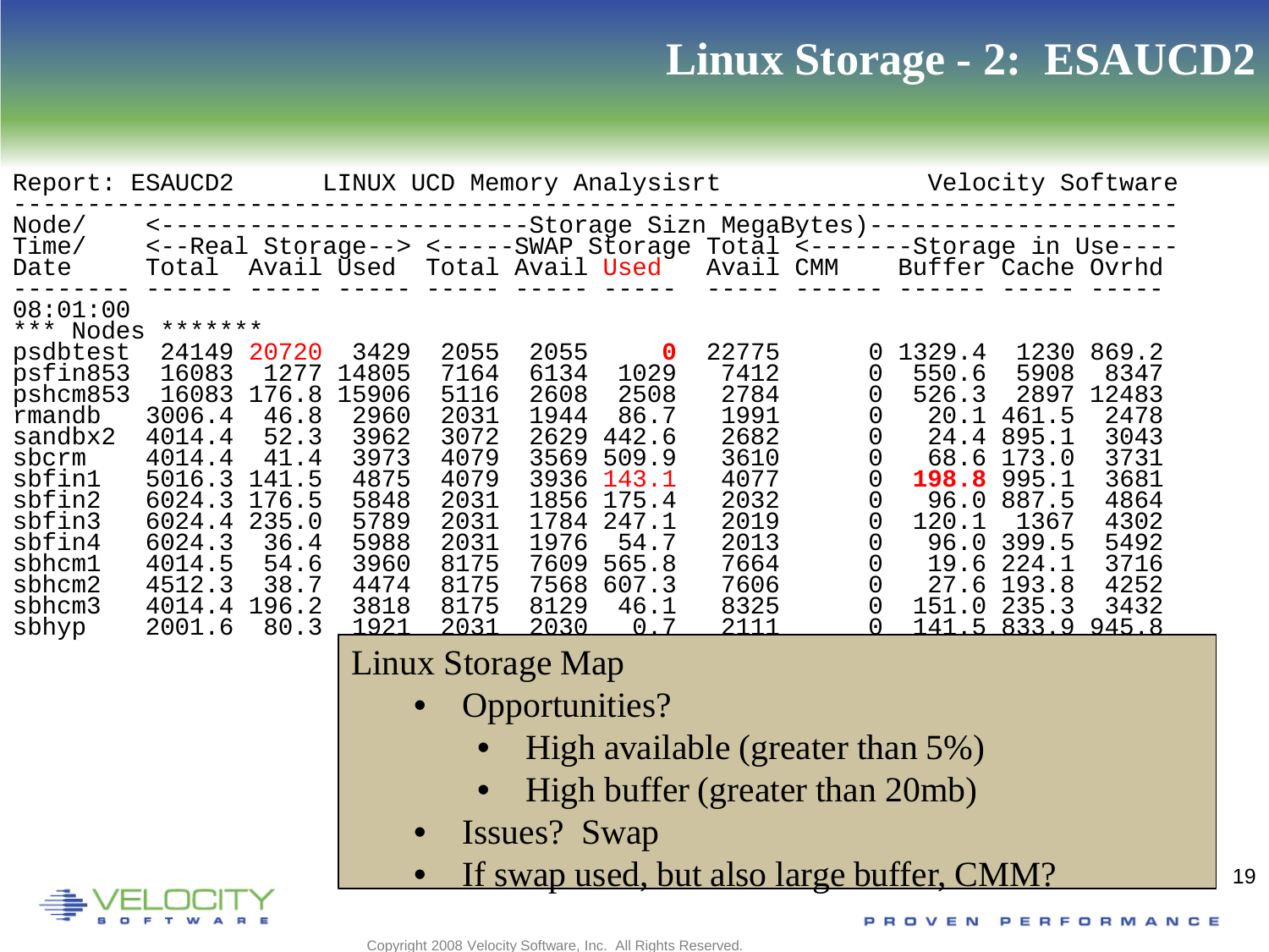# Linux Storage - 2: ESAUCD2

```
Report: ESAUCD2      LINUX UCD Memory Analysisrt            Velocity Software
--------------------------------------------------------------------------------
Node/     <-------------------------Storage Sizn MegaBytes)--------------------
Time/     <--Real Storage--> <-----SWAP Storage Total <-------Storage in Use----
Date      Total  Avail Used  Total Avail Used   Avail CMM    Buffer Cache Ovrhd
--------  ------ ----- ----- ----- ----- -----  ----- ------ ------ ----- -----
08:01:00
*** Nodes *******
psdbtest   24149 20720  3429  2055  2055     0  22775      0 1329.4  1230 869.2
psfin853   16083  1277 14805  7164  6134  1029   7412      0  550.6  5908  8347
pshcm853   16083 176.8 15906  5116  2608  2508   2784      0  526.3  2897 12483
rmandb    3006.4  46.8  2960  2031  1944  86.7   1991      0   20.1 461.5  2478
sandbx2   4014.4  52.3  3962  3072  2629 442.6   2682      0   24.4 895.1  3043
sbcrm     4014.4  41.4  3973  4079  3569 509.9   3610      0   68.6 173.0  3731
sbfin1    5016.3 141.5  4875  4079  3936 143.1   4077      0  198.8 995.1  3681
sbfin2    6024.3 176.5  5848  2031  1856 175.4   2032      0   96.0 887.5  4864
sbfin3    6024.4 235.0  5789  2031  1784 247.1   2019      0  120.1  1367  4302
sbfin4    6024.3  36.4  5988  2031  1976  54.7   2013      0   96.0 399.5  5492
sbhcm1    4014.5  54.6  3960  8175  7609 565.8   7664      0   19.6 224.1  3716
sbhcm2    4512.3  38.7  4474  8175  7568 607.3   7606      0   27.6 193.8  4252
sbhcm3    4014.4 196.2  3818  8175  8129  46.1   8325      0  151.0 235.3  3432
sbhyp     2001.6  80.3  1921  2031  2030   0.7   2111      0  141.5 833.9 945.8
```

Linux Storage Map

- Opportunities?
  - High available (greater than 5%)
  - High buffer (greater than 20mb)
- Issues? Swap
- If swap used, but also large buffer, CMM?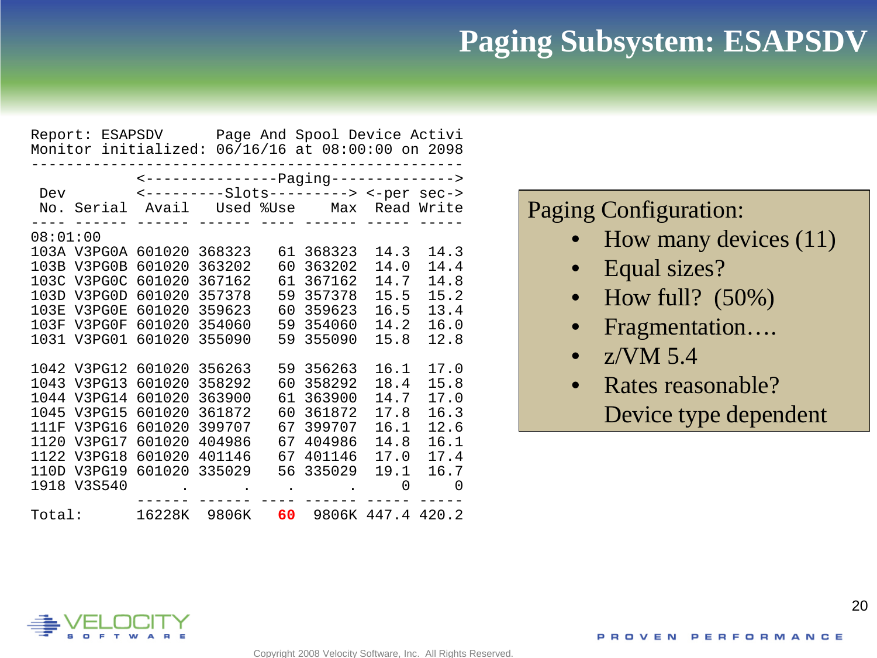# Paging Subsystem: ESAPSDV

```
Report: ESAPSDV      Page And Spool Device Activi
Monitor initialized: 06/16/16 at 08:00:00 on 2098
-------------------------------------------------
            <---------------Paging-------------->
 Dev        <---------Slots---------> <-per sec->
 No. Serial  Avail   Used %Use    Max  Read Write
---- ------ ------ ------ ---- ------ ----- -----
08:01:00
103A V3PG0A 601020 368323   61 368323  14.3  14.3
103B V3PG0B 601020 363202   60 363202  14.0  14.4
103C V3PG0C 601020 367162   61 367162  14.7  14.8
103D V3PG0D 601020 357378   59 357378  15.5  15.2
103E V3PG0E 601020 359623   60 359623  16.5  13.4
103F V3PG0F 601020 354060   59 354060  14.2  16.0
1031 V3PG01 601020 355090   59 355090  15.8  12.8

1042 V3PG12 601020 356263   59 356263  16.1  17.0
1043 V3PG13 601020 358292   60 358292  18.4  15.8
1044 V3PG14 601020 363900   61 363900  14.7  17.0
1045 V3PG15 601020 361872   60 361872  17.8  16.3
111F V3PG16 601020 399707   67 399707  16.1  12.6
1120 V3PG17 601020 404986   67 404986  14.8  16.1
1122 V3PG18 601020 401146   67 401146  17.0  17.4
110D V3PG19 601020 335029   56 335029  19.1  16.7
1918 V3S540      .      .    .      .     0     0
            ------ ------ ---- ------ ----- -----
Total:      16228K  9806K   60  9806K 447.4 420.2
```

Paging Configuration:

- How many devices (11)
- Equal sizes?
- How full? (50%)
- Fragmentation….
- z/VM 5.4
- Rates reasonable?
  Device type dependent

Copyright 2008 Velocity Software, Inc. All Rights Reserved.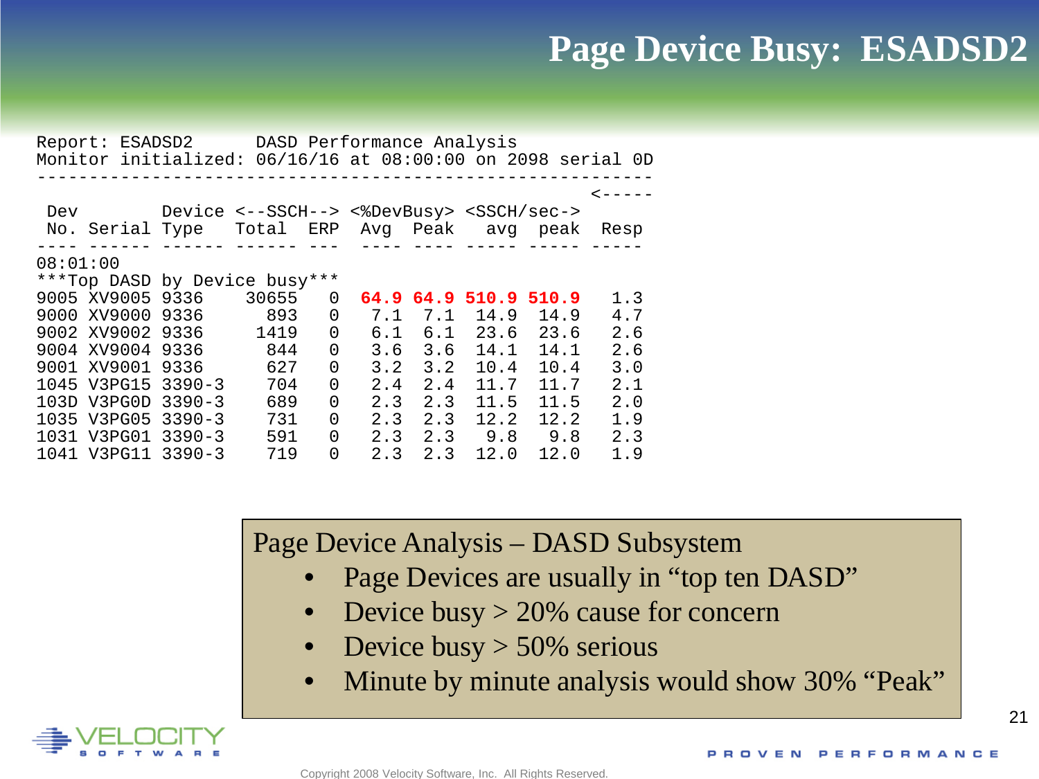# Page Device Busy: ESADSD2

```
Report: ESADSD2      DASD Performance Analysis
Monitor initialized: 06/16/16 at 08:00:00 on 2098 serial 0D
-----------------------------------------------------------
                                                      <-----
 Dev        Device <--SSCH--> <%DevBusy> <SSCH/sec->
 No. Serial Type   Total  ERP  Avg  Peak   avg  peak  Resp
---- ------ ------ ------ ---  ---- ---- ----- ----- -----
08:01:00
***Top DASD by Device busy***
9005 XV9005 9336    30655   0  64.9 64.9 510.9 510.9   1.3
9000 XV9000 9336      893   0   7.1  7.1  14.9  14.9   4.7
9002 XV9002 9336     1419   0   6.1  6.1  23.6  23.6   2.6
9004 XV9004 9336      844   0   3.6  3.6  14.1  14.1   2.6
9001 XV9001 9336      627   0   3.2  3.2  10.4  10.4   3.0
1045 V3PG15 3390-3    704   0   2.4  2.4  11.7  11.7   2.1
103D V3PG0D 3390-3    689   0   2.3  2.3  11.5  11.5   2.0
1035 V3PG05 3390-3    731   0   2.3  2.3  12.2  12.2   1.9
1031 V3PG01 3390-3    591   0   2.3  2.3   9.8   9.8   2.3
1041 V3PG11 3390-3    719   0   2.3  2.3  12.0  12.0   1.9
```

Page Device Analysis – DASD Subsystem

- Page Devices are usually in “top ten DASD”
- Device busy > 20% cause for concern
- Device busy > 50% serious
- Minute by minute analysis would show 30% “Peak”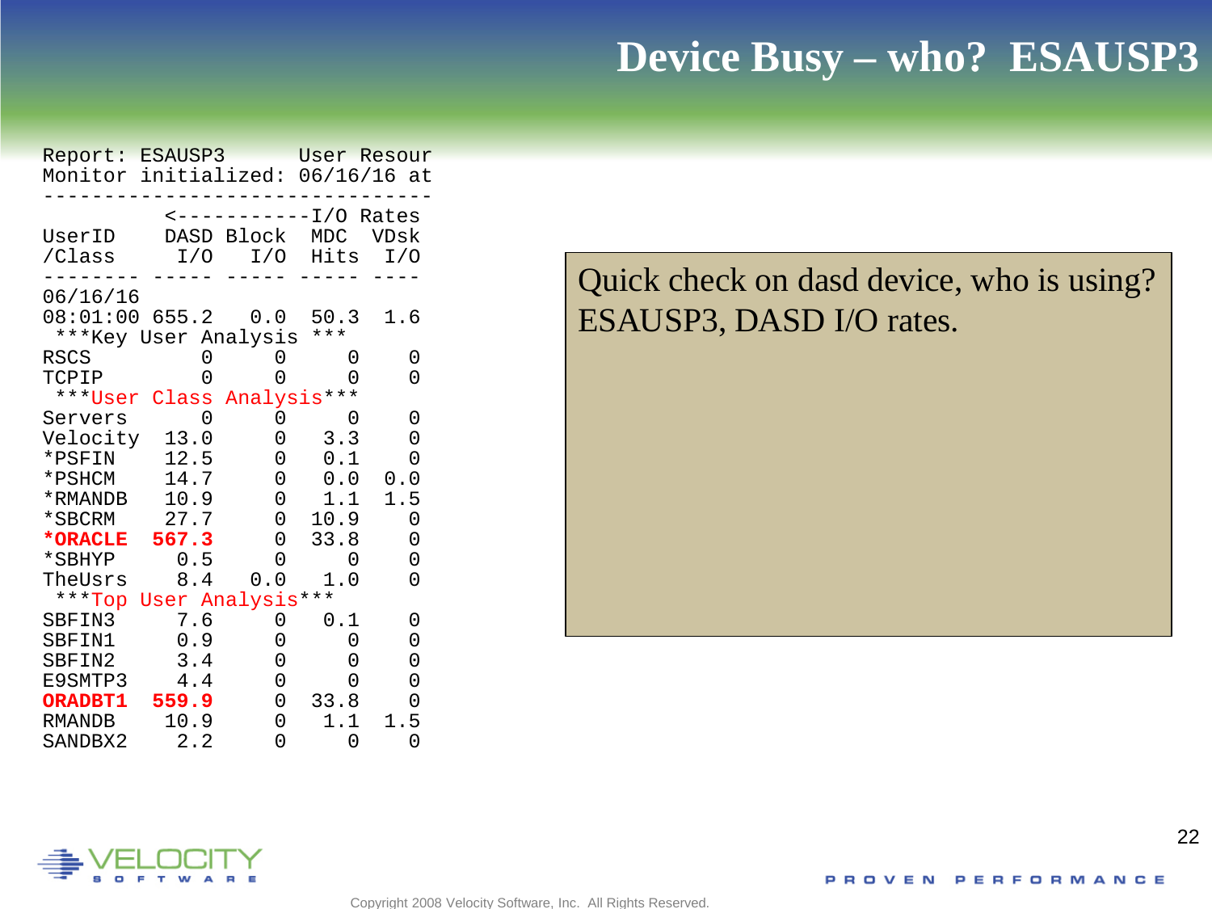# Device Busy – who? ESAUSP3

```
Report: ESAUSP3      User Resour
Monitor initialized: 06/16/16 at
--------------------------------
         <-----------I/O Rates
UserID    DASD Block  MDC  VDsk
/Class     I/O   I/O  Hits  I/O
-------- ----- ----- ----- ----
06/16/16
08:01:00 655.2   0.0  50.3  1.6
 ***Key User Analysis ***
RSCS         0     0     0    0
TCPIP        0     0     0    0
 ***User Class Analysis***
Servers      0     0     0    0
Velocity  13.0     0   3.3    0
*PSFIN    12.5     0   0.1    0
*PSHCM    14.7     0   0.0  0.0
*RMANDB   10.9     0   1.1  1.5
*SBCRM    27.7     0  10.9    0
*ORACLE  567.3     0  33.8    0
*SBHYP     0.5     0     0    0
TheUsrs    8.4   0.0   1.0    0
 ***Top User Analysis***
SBFIN3     7.6     0   0.1    0
SBFIN1     0.9     0     0    0
SBFIN2     3.4     0     0    0
E9SMTP3    4.4     0     0    0
ORADBT1  559.9     0  33.8    0
RMANDB    10.9     0   1.1  1.5
SANDBX2    2.2     0     0    0
```

Quick check on dasd device, who is using? ESAUSP3, DASD I/O rates.

Copyright 2008 Velocity Software, Inc. All Rights Reserved.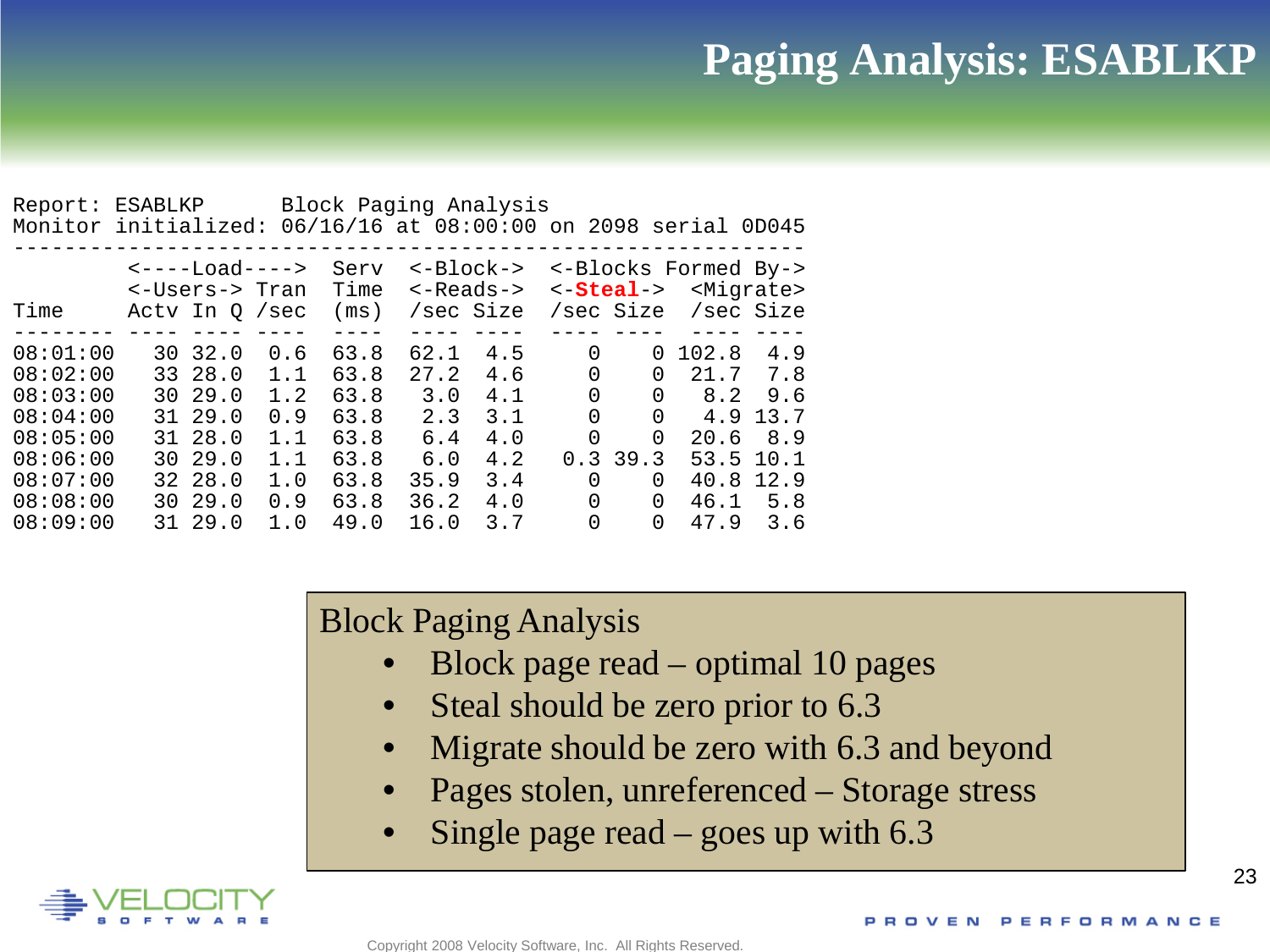# Paging Analysis: ESABLKP

```
Report: ESABLKP      Block Paging Analysis
Monitor initialized: 06/16/16 at 08:00:00 on 2098 serial 0D045
-------------------------------------------------------------
         <----Load----> Serv  <-Block-> <-Blocks Formed By->
         <-Users-> Tran Time  <-Reads-> <-Steal-> <Migrate>
Time     Actv In Q /sec (ms)  /sec Size /sec Size  /sec Size
-------- ---- ---- ---- ----  ---- ---- ---- ----  ---- ----
08:01:00   30 32.0  0.6 63.8  62.1  4.5    0    0 102.8  4.9
08:02:00   33 28.0  1.1 63.8  27.2  4.6    0    0  21.7  7.8
08:03:00   30 29.0  1.2 63.8   3.0  4.1    0    0   8.2  9.6
08:04:00   31 29.0  0.9 63.8   2.3  3.1    0    0   4.9 13.7
08:05:00   31 28.0  1.1 63.8   6.4  4.0    0    0  20.6  8.9
08:06:00   30 29.0  1.1 63.8   6.0  4.2  0.3 39.3  53.5 10.1
08:07:00   32 28.0  1.0 63.8  35.9  3.4    0    0  40.8 12.9
08:08:00   30 29.0  0.9 63.8  36.2  4.0    0    0  46.1  5.8
08:09:00   31 29.0  1.0 49.0  16.0  3.7    0    0  47.9  3.6
```

Block Paging Analysis

- Block page read – optimal 10 pages
- Steal should be zero prior to 6.3
- Migrate should be zero with 6.3 and beyond
- Pages stolen, unreferenced – Storage stress
- Single page read – goes up with 6.3

Copyright 2008 Velocity Software, Inc. All Rights Reserved.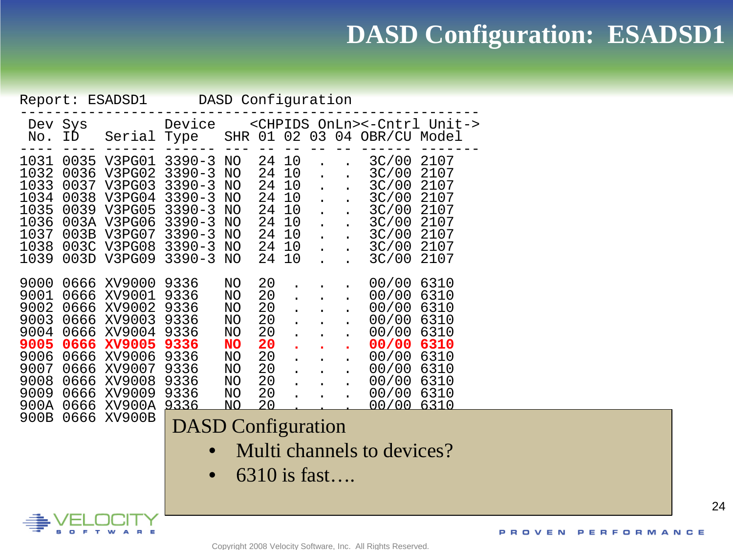# DASD Configuration: ESADSD1

```
Report: ESADSD1      DASD Configuration
-----------------------------------------------------
 Dev Sys          Device    <CHPIDS OnLn><-Cntrl Unit->
 No. ID   Serial  Type   SHR 01 02 03 04 OBR/CU Model
---- ---- ------ ------ --- -- -- -- -- ------ -------
1031 0035 V3PG01 3390-3 NO  24 10  .  .  3C/00 2107
1032 0036 V3PG02 3390-3 NO  24 10  .  .  3C/00 2107
1033 0037 V3PG03 3390-3 NO  24 10  .  .  3C/00 2107
1034 0038 V3PG04 3390-3 NO  24 10  .  .  3C/00 2107
1035 0039 V3PG05 3390-3 NO  24 10  .  .  3C/00 2107
1036 003A V3PG06 3390-3 NO  24 10  .  .  3C/00 2107
1037 003B V3PG07 3390-3 NO  24 10  .  .  3C/00 2107
1038 003C V3PG08 3390-3 NO  24 10  .  .  3C/00 2107
1039 003D V3PG09 3390-3 NO  24 10  .  .  3C/00 2107

9000 0666 XV9000 9336   NO  20  .  .  .  00/00 6310
9001 0666 XV9001 9336   NO  20  .  .  .  00/00 6310
9002 0666 XV9002 9336   NO  20  .  .  .  00/00 6310
9003 0666 XV9003 9336   NO  20  .  .  .  00/00 6310
9004 0666 XV9004 9336   NO  20  .  .  .  00/00 6310
9005 0666 XV9005 9336   NO  20  .  .  .  00/00 6310
9006 0666 XV9006 9336   NO  20  .  .  .  00/00 6310
9007 0666 XV9007 9336   NO  20  .  .  .  00/00 6310
9008 0666 XV9008 9336   NO  20  .  .  .  00/00 6310
9009 0666 XV9009 9336   NO  20  .  .  .  00/00 6310
900A 0666 XV900A 9336   NO  20  .  .  .  00/00 6310
900B 0666 XV900B
```

DASD Configuration

- Multi channels to devices?
- 6310 is fast….

Copyright 2008 Velocity Software, Inc. All Rights Reserved.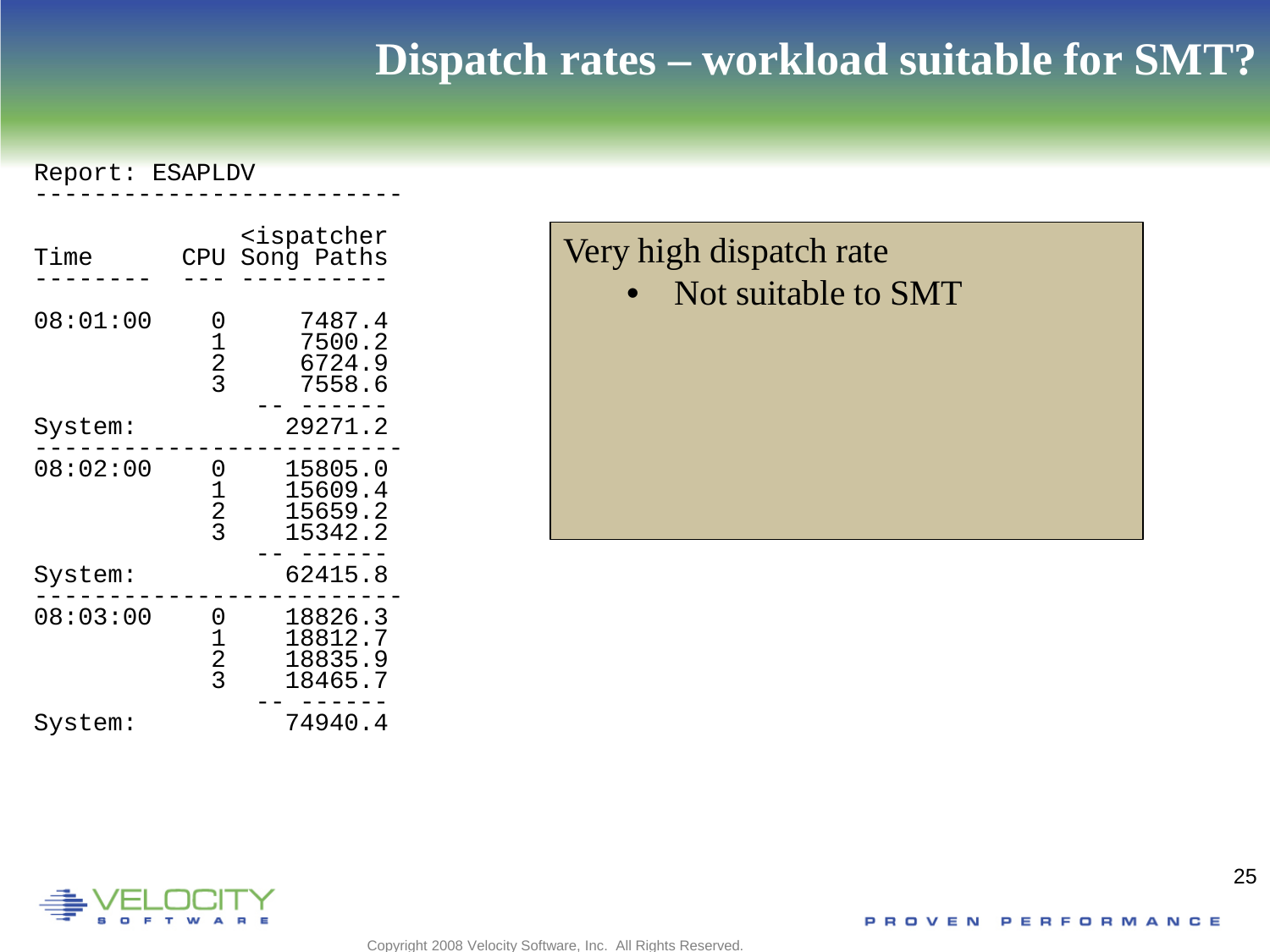# Dispatch rates – workload suitable for SMT?

```
Report: ESAPLDV
-------------------------

                  <ispatcher
Time      CPU  Song Paths
--------  ---  ----------
08:01:00    0      7487.4
            1      7500.2
            2      6724.9
            3      7558.6
                -- ------
System:           29271.2
-------------------------
08:02:00    0     15805.0
            1     15609.4
            2     15659.2
            3     15342.2
                -- ------
System:           62415.8
-------------------------
08:03:00    0     18826.3
            1     18812.7
            2     18835.9
            3     18465.7
                -- ------
System:           74940.4
```

Very high dispatch rate

- Not suitable to SMT

Copyright 2008 Velocity Software, Inc. All Rights Reserved.